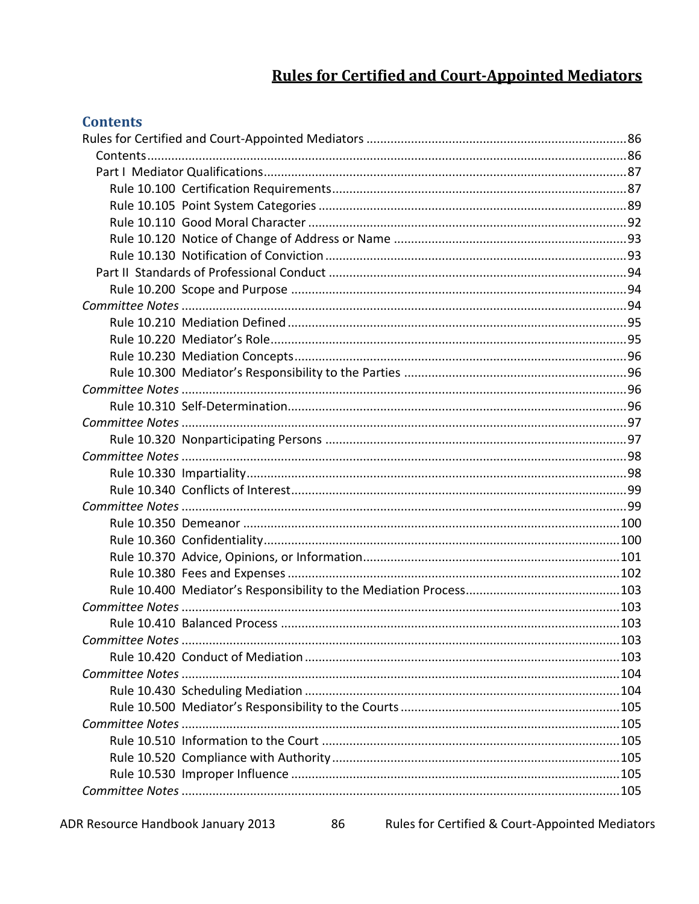# Rules for Certified and Court-Appointed Mediators

## Contents

- Rules for Certified and Court-Appointed Mediators ..... 86
  - Contents ..... 86
  - Part I Mediator Qualifications ..... 87
    - Rule 10.100 Certification Requirements ..... 87
    - Rule 10.105 Point System Categories ..... 89
    - Rule 10.110 Good Moral Character ..... 92
    - Rule 10.120 Notice of Change of Address or Name ..... 93
    - Rule 10.130 Notification of Conviction ..... 93
  - Part II Standards of Professional Conduct ..... 94
    - Rule 10.200 Scope and Purpose ..... 94
- *Committee Notes* ..... 94
    - Rule 10.210 Mediation Defined ..... 95
    - Rule 10.220 Mediator's Role ..... 95
    - Rule 10.230 Mediation Concepts ..... 96
    - Rule 10.300 Mediator's Responsibility to the Parties ..... 96
- *Committee Notes* ..... 96
    - Rule 10.310 Self-Determination ..... 96
- *Committee Notes* ..... 97
    - Rule 10.320 Nonparticipating Persons ..... 97
- *Committee Notes* ..... 98
    - Rule 10.330 Impartiality ..... 98
    - Rule 10.340 Conflicts of Interest ..... 99
- *Committee Notes* ..... 99
    - Rule 10.350 Demeanor ..... 100
    - Rule 10.360 Confidentiality ..... 100
    - Rule 10.370 Advice, Opinions, or Information ..... 101
    - Rule 10.380 Fees and Expenses ..... 102
    - Rule 10.400 Mediator's Responsibility to the Mediation Process ..... 103
- *Committee Notes* ..... 103
    - Rule 10.410 Balanced Process ..... 103
- *Committee Notes* ..... 103
    - Rule 10.420 Conduct of Mediation ..... 103
- *Committee Notes* ..... 104
    - Rule 10.430 Scheduling Mediation ..... 104
    - Rule 10.500 Mediator's Responsibility to the Courts ..... 105
- *Committee Notes* ..... 105
    - Rule 10.510 Information to the Court ..... 105
    - Rule 10.520 Compliance with Authority ..... 105
    - Rule 10.530 Improper Influence ..... 105
- *Committee Notes* ..... 105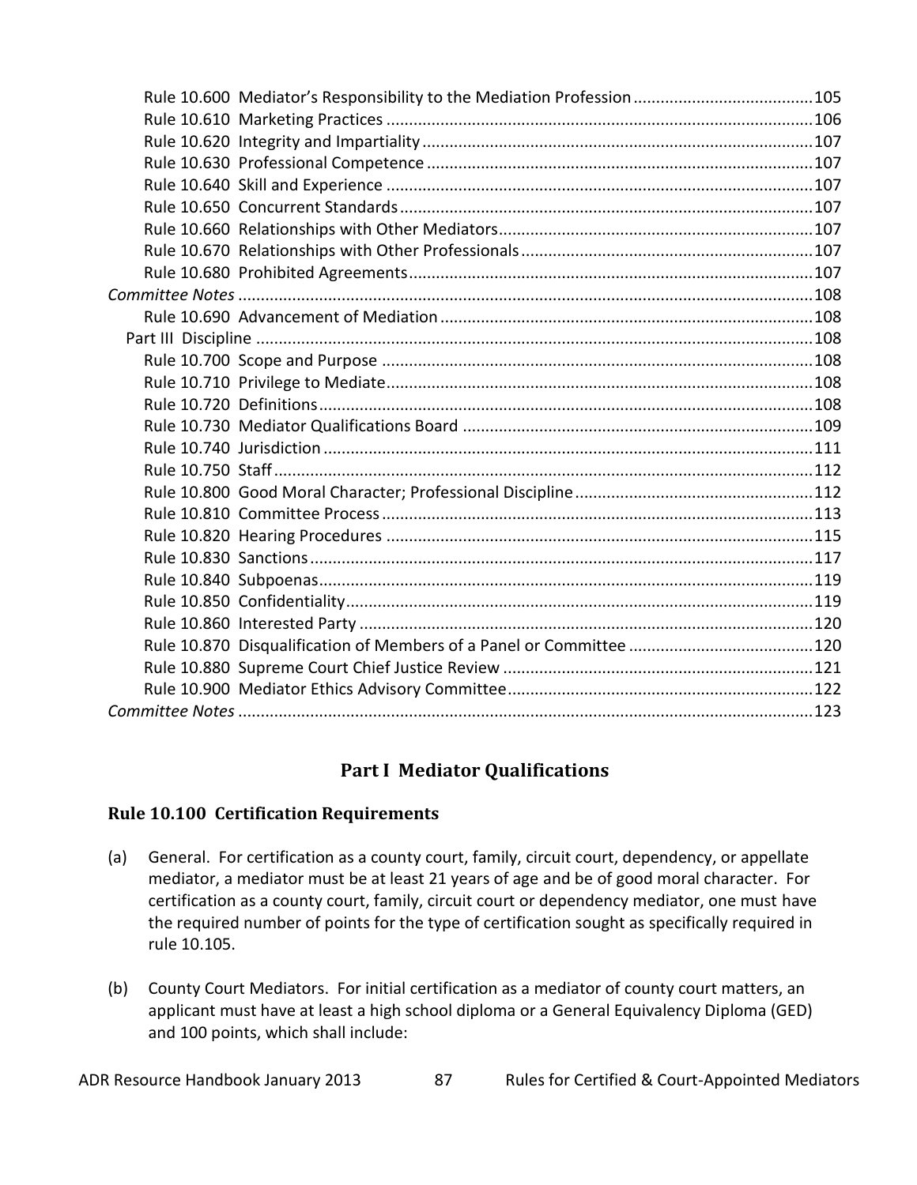Rule 10.600 Mediator's Responsibility to the Mediation Profession ....... 105
Rule 10.610 Marketing Practices ....... 106
Rule 10.620 Integrity and Impartiality ....... 107
Rule 10.630 Professional Competence ....... 107
Rule 10.640 Skill and Experience ....... 107
Rule 10.650 Concurrent Standards ....... 107
Rule 10.660 Relationships with Other Mediators ....... 107
Rule 10.670 Relationships with Other Professionals ....... 107
Rule 10.680 Prohibited Agreements ....... 107
*Committee Notes* ....... 108
Rule 10.690 Advancement of Mediation ....... 108
Part III Discipline ....... 108
Rule 10.700 Scope and Purpose ....... 108
Rule 10.710 Privilege to Mediate ....... 108
Rule 10.720 Definitions ....... 108
Rule 10.730 Mediator Qualifications Board ....... 109
Rule 10.740 Jurisdiction ....... 111
Rule 10.750 Staff ....... 112
Rule 10.800 Good Moral Character; Professional Discipline ....... 112
Rule 10.810 Committee Process ....... 113
Rule 10.820 Hearing Procedures ....... 115
Rule 10.830 Sanctions ....... 117
Rule 10.840 Subpoenas ....... 119
Rule 10.850 Confidentiality ....... 119
Rule 10.860 Interested Party ....... 120
Rule 10.870 Disqualification of Members of a Panel or Committee ....... 120
Rule 10.880 Supreme Court Chief Justice Review ....... 121
Rule 10.900 Mediator Ethics Advisory Committee ....... 122
*Committee Notes* ....... 123

## Part I Mediator Qualifications

### Rule 10.100 Certification Requirements

(a) General. For certification as a county court, family, circuit court, dependency, or appellate mediator, a mediator must be at least 21 years of age and be of good moral character. For certification as a county court, family, circuit court or dependency mediator, one must have the required number of points for the type of certification sought as specifically required in rule 10.105.

(b) County Court Mediators. For initial certification as a mediator of county court matters, an applicant must have at least a high school diploma or a General Equivalency Diploma (GED) and 100 points, which shall include: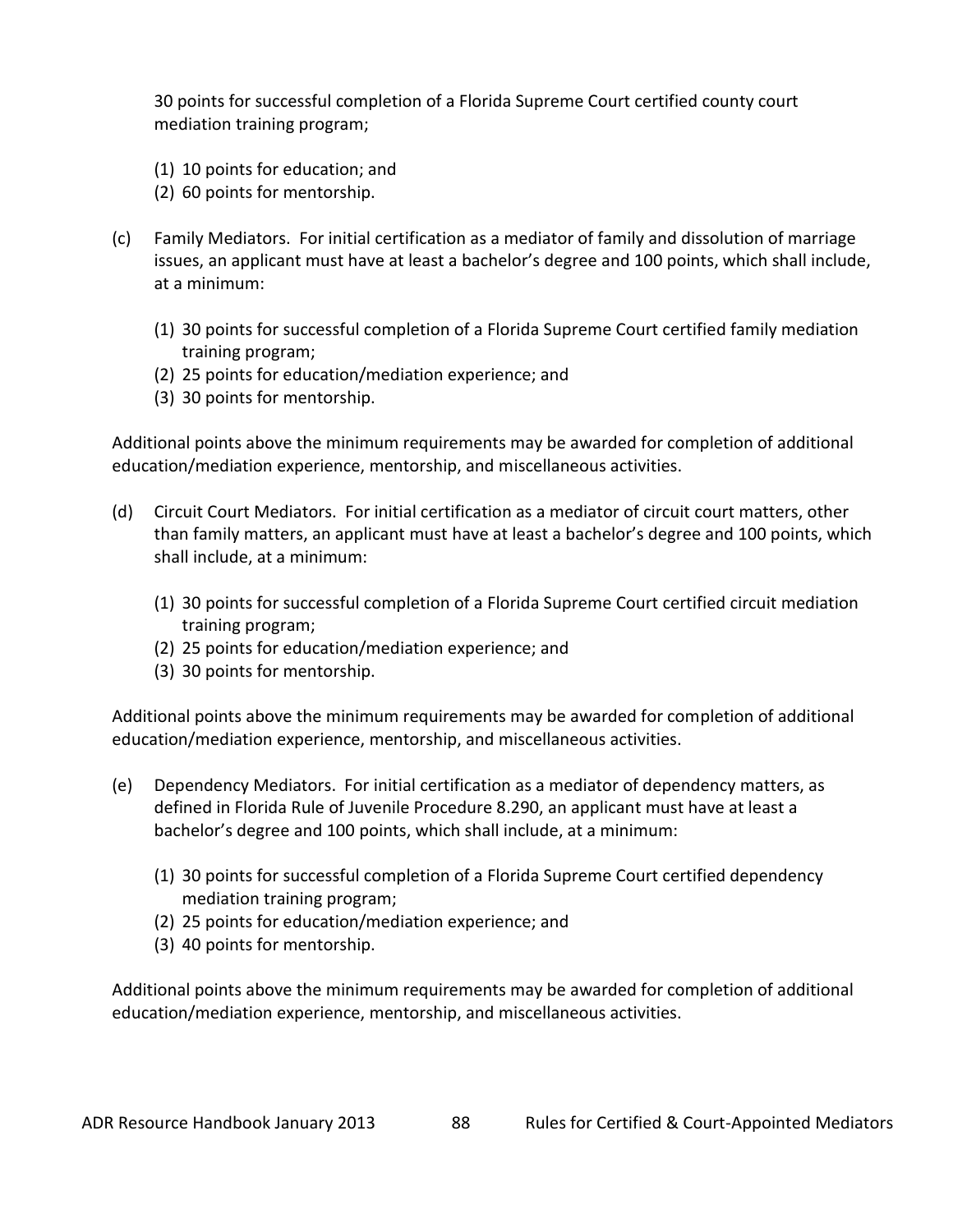30 points for successful completion of a Florida Supreme Court certified county court mediation training program;

(1) 10 points for education; and
(2) 60 points for mentorship.

(c) Family Mediators. For initial certification as a mediator of family and dissolution of marriage issues, an applicant must have at least a bachelor's degree and 100 points, which shall include, at a minimum:

(1) 30 points for successful completion of a Florida Supreme Court certified family mediation training program;
(2) 25 points for education/mediation experience; and
(3) 30 points for mentorship.

Additional points above the minimum requirements may be awarded for completion of additional education/mediation experience, mentorship, and miscellaneous activities.

(d) Circuit Court Mediators. For initial certification as a mediator of circuit court matters, other than family matters, an applicant must have at least a bachelor's degree and 100 points, which shall include, at a minimum:

(1) 30 points for successful completion of a Florida Supreme Court certified circuit mediation training program;
(2) 25 points for education/mediation experience; and
(3) 30 points for mentorship.

Additional points above the minimum requirements may be awarded for completion of additional education/mediation experience, mentorship, and miscellaneous activities.

(e) Dependency Mediators. For initial certification as a mediator of dependency matters, as defined in Florida Rule of Juvenile Procedure 8.290, an applicant must have at least a bachelor's degree and 100 points, which shall include, at a minimum:

(1) 30 points for successful completion of a Florida Supreme Court certified dependency mediation training program;
(2) 25 points for education/mediation experience; and
(3) 40 points for mentorship.

Additional points above the minimum requirements may be awarded for completion of additional education/mediation experience, mentorship, and miscellaneous activities.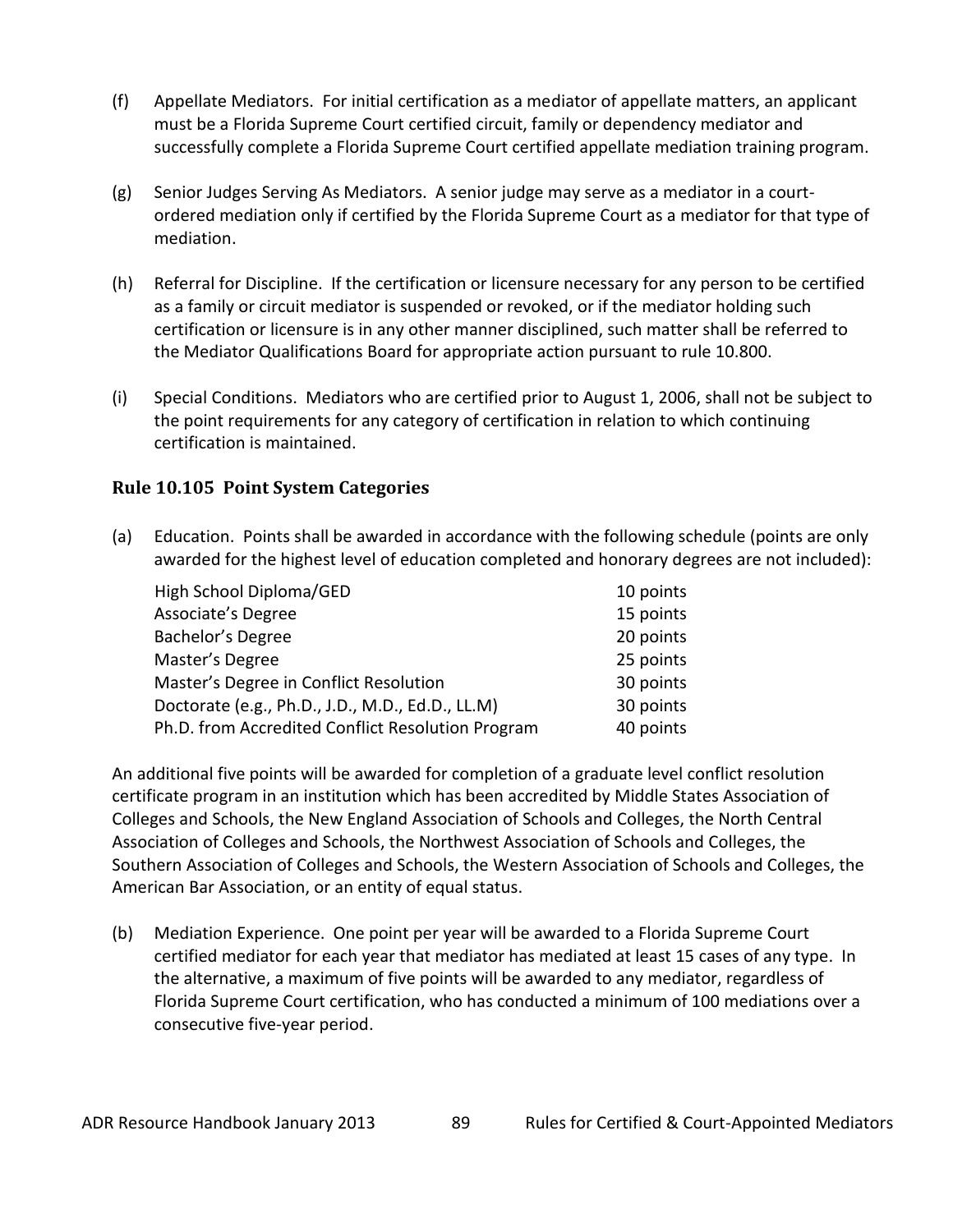(f) Appellate Mediators. For initial certification as a mediator of appellate matters, an applicant must be a Florida Supreme Court certified circuit, family or dependency mediator and successfully complete a Florida Supreme Court certified appellate mediation training program.

(g) Senior Judges Serving As Mediators. A senior judge may serve as a mediator in a court-ordered mediation only if certified by the Florida Supreme Court as a mediator for that type of mediation.

(h) Referral for Discipline. If the certification or licensure necessary for any person to be certified as a family or circuit mediator is suspended or revoked, or if the mediator holding such certification or licensure is in any other manner disciplined, such matter shall be referred to the Mediator Qualifications Board for appropriate action pursuant to rule 10.800.

(i) Special Conditions. Mediators who are certified prior to August 1, 2006, shall not be subject to the point requirements for any category of certification in relation to which continuing certification is maintained.

### Rule 10.105 Point System Categories

(a) Education. Points shall be awarded in accordance with the following schedule (points are only awarded for the highest level of education completed and honorary degrees are not included):

| | |
|---|---|
| High School Diploma/GED | 10 points |
| Associate's Degree | 15 points |
| Bachelor's Degree | 20 points |
| Master's Degree | 25 points |
| Master's Degree in Conflict Resolution | 30 points |
| Doctorate (e.g., Ph.D., J.D., M.D., Ed.D., LL.M) | 30 points |
| Ph.D. from Accredited Conflict Resolution Program | 40 points |

An additional five points will be awarded for completion of a graduate level conflict resolution certificate program in an institution which has been accredited by Middle States Association of Colleges and Schools, the New England Association of Schools and Colleges, the North Central Association of Colleges and Schools, the Northwest Association of Schools and Colleges, the Southern Association of Colleges and Schools, the Western Association of Schools and Colleges, the American Bar Association, or an entity of equal status.

(b) Mediation Experience. One point per year will be awarded to a Florida Supreme Court certified mediator for each year that mediator has mediated at least 15 cases of any type. In the alternative, a maximum of five points will be awarded to any mediator, regardless of Florida Supreme Court certification, who has conducted a minimum of 100 mediations over a consecutive five-year period.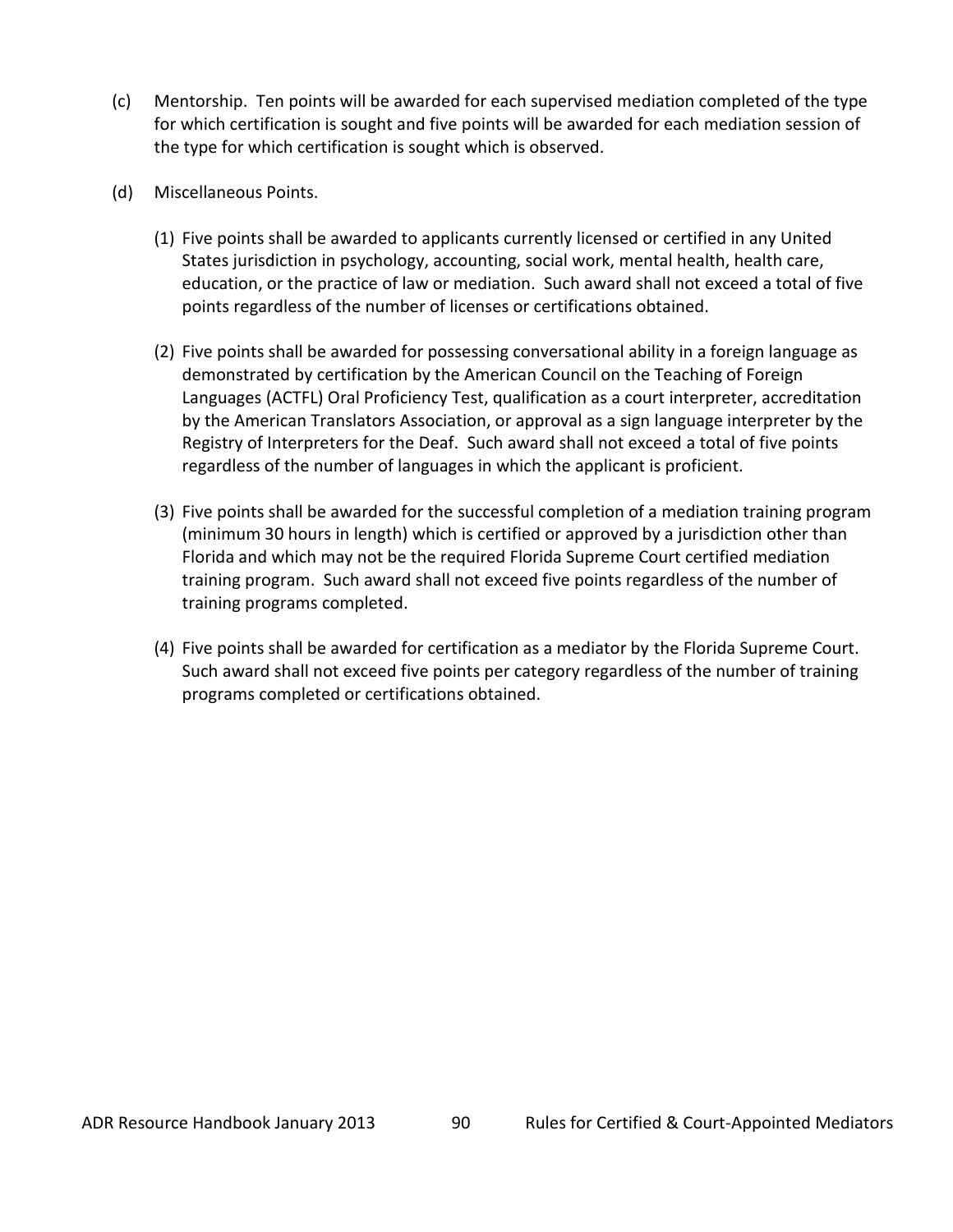(c) Mentorship. Ten points will be awarded for each supervised mediation completed of the type for which certification is sought and five points will be awarded for each mediation session of the type for which certification is sought which is observed.

(d) Miscellaneous Points.

(1) Five points shall be awarded to applicants currently licensed or certified in any United States jurisdiction in psychology, accounting, social work, mental health, health care, education, or the practice of law or mediation. Such award shall not exceed a total of five points regardless of the number of licenses or certifications obtained.

(2) Five points shall be awarded for possessing conversational ability in a foreign language as demonstrated by certification by the American Council on the Teaching of Foreign Languages (ACTFL) Oral Proficiency Test, qualification as a court interpreter, accreditation by the American Translators Association, or approval as a sign language interpreter by the Registry of Interpreters for the Deaf. Such award shall not exceed a total of five points regardless of the number of languages in which the applicant is proficient.

(3) Five points shall be awarded for the successful completion of a mediation training program (minimum 30 hours in length) which is certified or approved by a jurisdiction other than Florida and which may not be the required Florida Supreme Court certified mediation training program. Such award shall not exceed five points regardless of the number of training programs completed.

(4) Five points shall be awarded for certification as a mediator by the Florida Supreme Court. Such award shall not exceed five points per category regardless of the number of training programs completed or certifications obtained.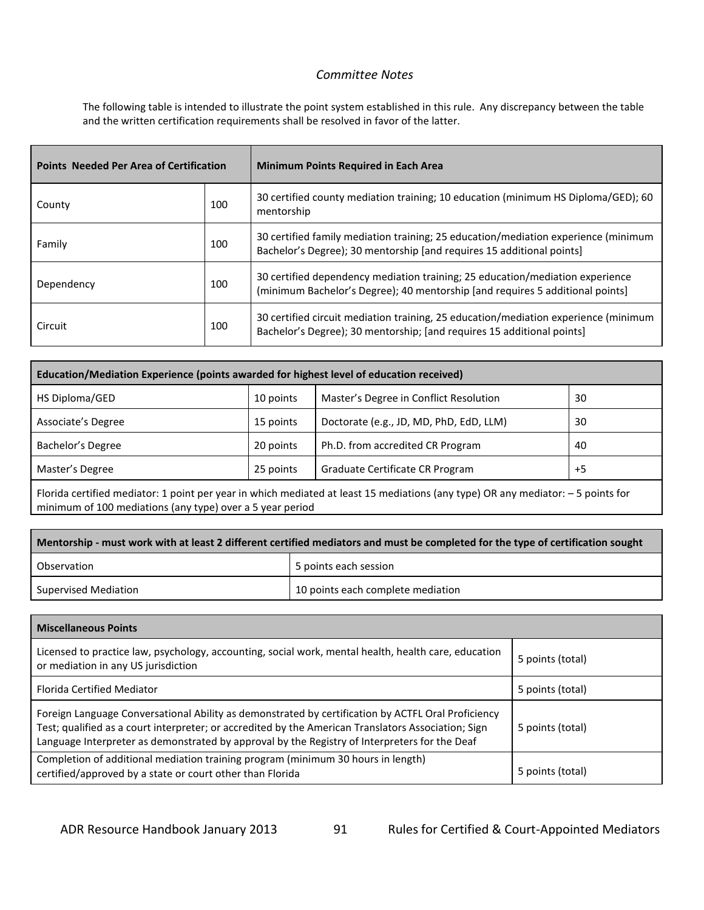*Committee Notes*

The following table is intended to illustrate the point system established in this rule. Any discrepancy between the table and the written certification requirements shall be resolved in favor of the latter.

| Points Needed Per Area of Certification | | Minimum Points Required in Each Area |
|---|---|---|
| County | 100 | 30 certified county mediation training; 10 education (minimum HS Diploma/GED); 60 mentorship |
| Family | 100 | 30 certified family mediation training; 25 education/mediation experience (minimum Bachelor's Degree); 30 mentorship [and requires 15 additional points] |
| Dependency | 100 | 30 certified dependency mediation training; 25 education/mediation experience (minimum Bachelor's Degree); 40 mentorship [and requires 5 additional points] |
| Circuit | 100 | 30 certified circuit mediation training, 25 education/mediation experience (minimum Bachelor's Degree); 30 mentorship; [and requires 15 additional points] |

| Education/Mediation Experience (points awarded for highest level of education received) | | | |
|---|---|---|---|
| HS Diploma/GED | 10 points | Master's Degree in Conflict Resolution | 30 |
| Associate's Degree | 15 points | Doctorate (e.g., JD, MD, PhD, EdD, LLM) | 30 |
| Bachelor's Degree | 20 points | Ph.D. from accredited CR Program | 40 |
| Master's Degree | 25 points | Graduate Certificate CR Program | +5 |
| Florida certified mediator: 1 point per year in which mediated at least 15 mediations (any type) OR any mediator: – 5 points for minimum of 100 mediations (any type) over a 5 year period | | | |

| Mentorship - must work with at least 2 different certified mediators and must be completed for the type of certification sought | |
|---|---|
| Observation | 5 points each session |
| Supervised Mediation | 10 points each complete mediation |

| Miscellaneous Points | |
|---|---|
| Licensed to practice law, psychology, accounting, social work, mental health, health care, education or mediation in any US jurisdiction | 5 points (total) |
| Florida Certified Mediator | 5 points (total) |
| Foreign Language Conversational Ability as demonstrated by certification by ACTFL Oral Proficiency Test; qualified as a court interpreter; or accredited by the American Translators Association; Sign Language Interpreter as demonstrated by approval by the Registry of Interpreters for the Deaf | 5 points (total) |
| Completion of additional mediation training program (minimum 30 hours in length) certified/approved by a state or court other than Florida | 5 points (total) |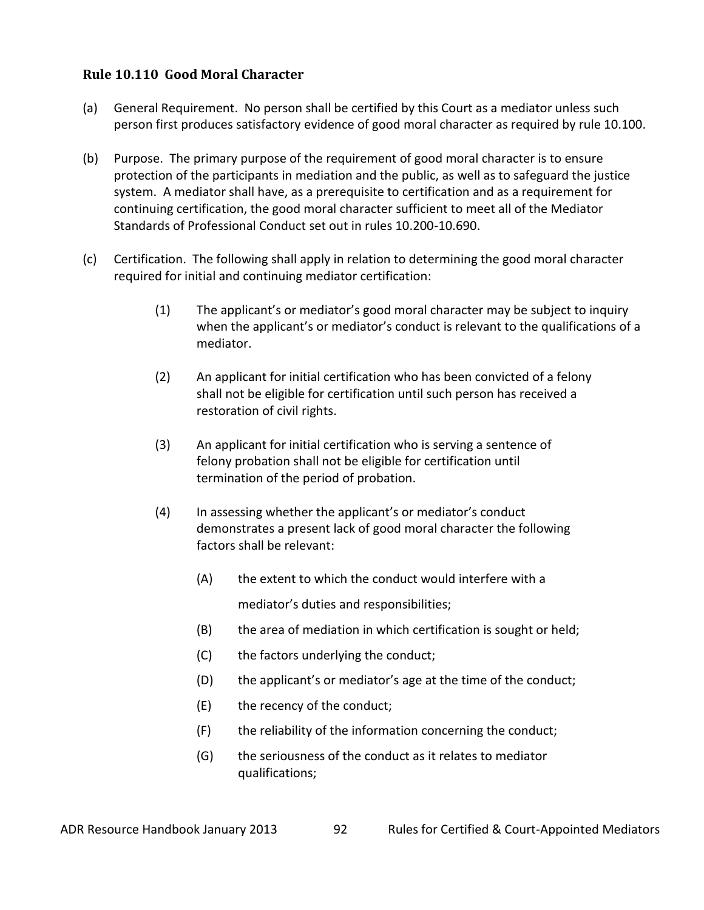### Rule 10.110 Good Moral Character

(a) General Requirement. No person shall be certified by this Court as a mediator unless such person first produces satisfactory evidence of good moral character as required by rule 10.100.

(b) Purpose. The primary purpose of the requirement of good moral character is to ensure protection of the participants in mediation and the public, as well as to safeguard the justice system. A mediator shall have, as a prerequisite to certification and as a requirement for continuing certification, the good moral character sufficient to meet all of the Mediator Standards of Professional Conduct set out in rules 10.200-10.690.

(c) Certification. The following shall apply in relation to determining the good moral character required for initial and continuing mediator certification:

> (1) The applicant's or mediator's good moral character may be subject to inquiry when the applicant's or mediator's conduct is relevant to the qualifications of a mediator.
>
> (2) An applicant for initial certification who has been convicted of a felony shall not be eligible for certification until such person has received a restoration of civil rights.
>
> (3) An applicant for initial certification who is serving a sentence of felony probation shall not be eligible for certification until termination of the period of probation.
>
> (4) In assessing whether the applicant's or mediator's conduct demonstrates a present lack of good moral character the following factors shall be relevant:
>
> > (A) the extent to which the conduct would interfere with a mediator's duties and responsibilities;
> >
> > (B) the area of mediation in which certification is sought or held;
> >
> > (C) the factors underlying the conduct;
> >
> > (D) the applicant's or mediator's age at the time of the conduct;
> >
> > (E) the recency of the conduct;
> >
> > (F) the reliability of the information concerning the conduct;
> >
> > (G) the seriousness of the conduct as it relates to mediator qualifications;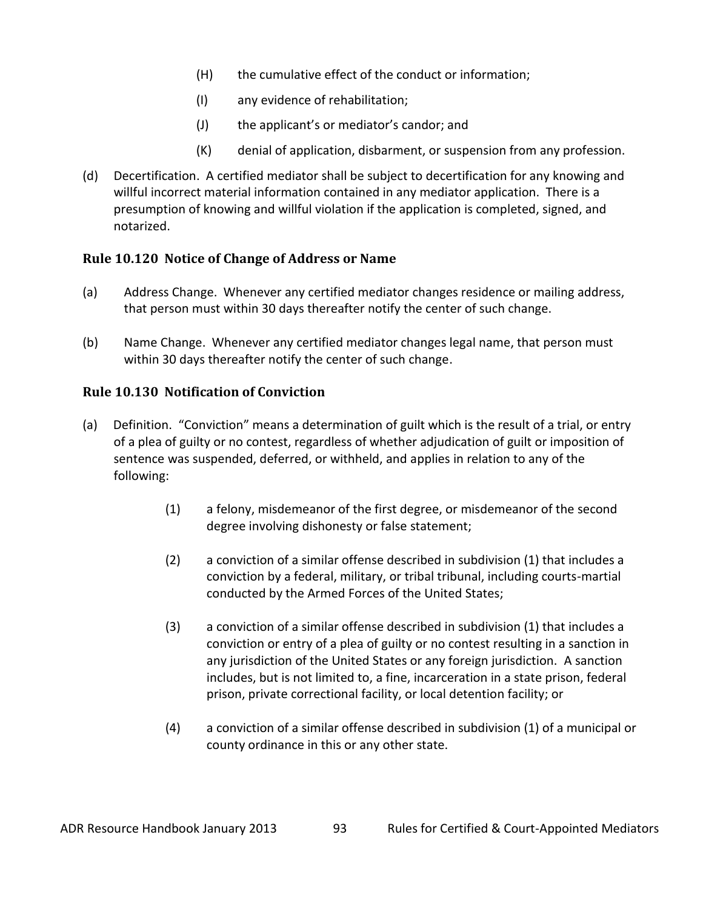(H) the cumulative effect of the conduct or information;

(I) any evidence of rehabilitation;

(J) the applicant's or mediator's candor; and

(K) denial of application, disbarment, or suspension from any profession.

(d) Decertification. A certified mediator shall be subject to decertification for any knowing and willful incorrect material information contained in any mediator application. There is a presumption of knowing and willful violation if the application is completed, signed, and notarized.

### Rule 10.120 Notice of Change of Address or Name

(a) Address Change. Whenever any certified mediator changes residence or mailing address, that person must within 30 days thereafter notify the center of such change.

(b) Name Change. Whenever any certified mediator changes legal name, that person must within 30 days thereafter notify the center of such change.

### Rule 10.130 Notification of Conviction

(a) Definition. "Conviction" means a determination of guilt which is the result of a trial, or entry of a plea of guilty or no contest, regardless of whether adjudication of guilt or imposition of sentence was suspended, deferred, or withheld, and applies in relation to any of the following:

(1) a felony, misdemeanor of the first degree, or misdemeanor of the second degree involving dishonesty or false statement;

(2) a conviction of a similar offense described in subdivision (1) that includes a conviction by a federal, military, or tribal tribunal, including courts-martial conducted by the Armed Forces of the United States;

(3) a conviction of a similar offense described in subdivision (1) that includes a conviction or entry of a plea of guilty or no contest resulting in a sanction in any jurisdiction of the United States or any foreign jurisdiction. A sanction includes, but is not limited to, a fine, incarceration in a state prison, federal prison, private correctional facility, or local detention facility; or

(4) a conviction of a similar offense described in subdivision (1) of a municipal or county ordinance in this or any other state.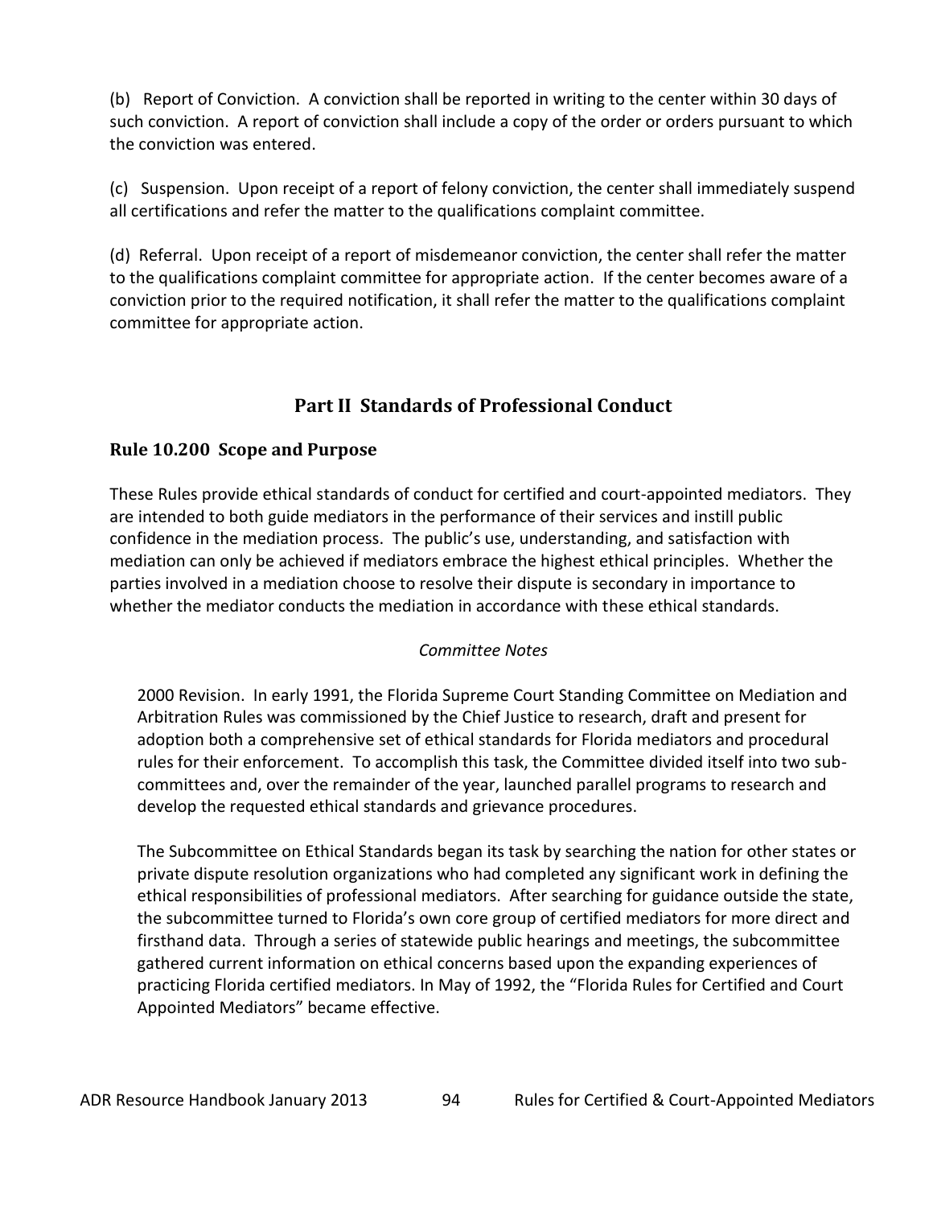(b) Report of Conviction. A conviction shall be reported in writing to the center within 30 days of such conviction. A report of conviction shall include a copy of the order or orders pursuant to which the conviction was entered.

(c) Suspension. Upon receipt of a report of felony conviction, the center shall immediately suspend all certifications and refer the matter to the qualifications complaint committee.

(d) Referral. Upon receipt of a report of misdemeanor conviction, the center shall refer the matter to the qualifications complaint committee for appropriate action. If the center becomes aware of a conviction prior to the required notification, it shall refer the matter to the qualifications complaint committee for appropriate action.

## Part II Standards of Professional Conduct

### Rule 10.200 Scope and Purpose

These Rules provide ethical standards of conduct for certified and court-appointed mediators. They are intended to both guide mediators in the performance of their services and instill public confidence in the mediation process. The public's use, understanding, and satisfaction with mediation can only be achieved if mediators embrace the highest ethical principles. Whether the parties involved in a mediation choose to resolve their dispute is secondary in importance to whether the mediator conducts the mediation in accordance with these ethical standards.

*Committee Notes*

2000 Revision. In early 1991, the Florida Supreme Court Standing Committee on Mediation and Arbitration Rules was commissioned by the Chief Justice to research, draft and present for adoption both a comprehensive set of ethical standards for Florida mediators and procedural rules for their enforcement. To accomplish this task, the Committee divided itself into two sub-committees and, over the remainder of the year, launched parallel programs to research and develop the requested ethical standards and grievance procedures.

The Subcommittee on Ethical Standards began its task by searching the nation for other states or private dispute resolution organizations who had completed any significant work in defining the ethical responsibilities of professional mediators. After searching for guidance outside the state, the subcommittee turned to Florida's own core group of certified mediators for more direct and firsthand data. Through a series of statewide public hearings and meetings, the subcommittee gathered current information on ethical concerns based upon the expanding experiences of practicing Florida certified mediators. In May of 1992, the "Florida Rules for Certified and Court Appointed Mediators" became effective.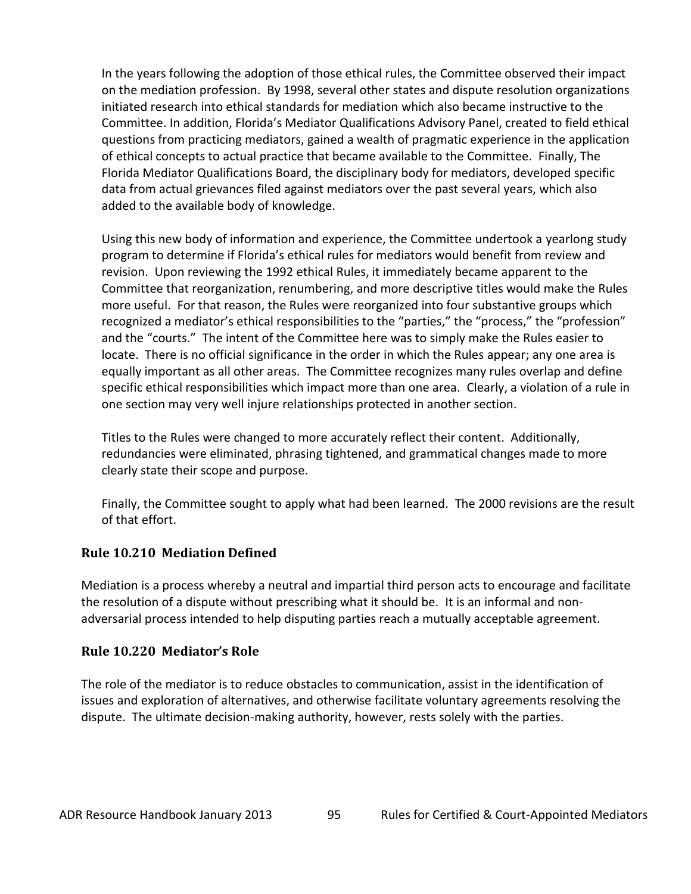In the years following the adoption of those ethical rules, the Committee observed their impact on the mediation profession. By 1998, several other states and dispute resolution organizations initiated research into ethical standards for mediation which also became instructive to the Committee. In addition, Florida's Mediator Qualifications Advisory Panel, created to field ethical questions from practicing mediators, gained a wealth of pragmatic experience in the application of ethical concepts to actual practice that became available to the Committee. Finally, The Florida Mediator Qualifications Board, the disciplinary body for mediators, developed specific data from actual grievances filed against mediators over the past several years, which also added to the available body of knowledge.

Using this new body of information and experience, the Committee undertook a yearlong study program to determine if Florida's ethical rules for mediators would benefit from review and revision. Upon reviewing the 1992 ethical Rules, it immediately became apparent to the Committee that reorganization, renumbering, and more descriptive titles would make the Rules more useful. For that reason, the Rules were reorganized into four substantive groups which recognized a mediator's ethical responsibilities to the "parties," the "process," the "profession" and the "courts." The intent of the Committee here was to simply make the Rules easier to locate. There is no official significance in the order in which the Rules appear; any one area is equally important as all other areas. The Committee recognizes many rules overlap and define specific ethical responsibilities which impact more than one area. Clearly, a violation of a rule in one section may very well injure relationships protected in another section.

Titles to the Rules were changed to more accurately reflect their content. Additionally, redundancies were eliminated, phrasing tightened, and grammatical changes made to more clearly state their scope and purpose.

Finally, the Committee sought to apply what had been learned. The 2000 revisions are the result of that effort.

### Rule 10.210 Mediation Defined

Mediation is a process whereby a neutral and impartial third person acts to encourage and facilitate the resolution of a dispute without prescribing what it should be. It is an informal and non-adversarial process intended to help disputing parties reach a mutually acceptable agreement.

### Rule 10.220 Mediator's Role

The role of the mediator is to reduce obstacles to communication, assist in the identification of issues and exploration of alternatives, and otherwise facilitate voluntary agreements resolving the dispute. The ultimate decision-making authority, however, rests solely with the parties.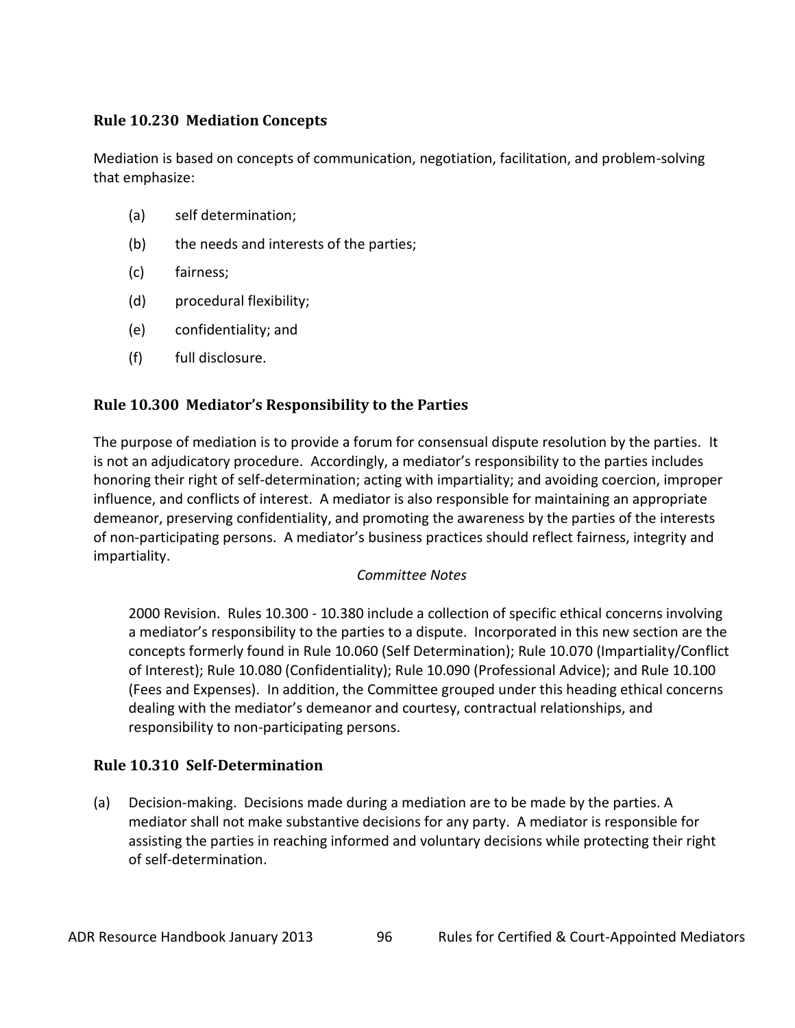### Rule 10.230 Mediation Concepts

Mediation is based on concepts of communication, negotiation, facilitation, and problem-solving that emphasize:

(a) self determination;

(b) the needs and interests of the parties;

(c) fairness;

(d) procedural flexibility;

(e) confidentiality; and

(f) full disclosure.

### Rule 10.300 Mediator's Responsibility to the Parties

The purpose of mediation is to provide a forum for consensual dispute resolution by the parties. It is not an adjudicatory procedure. Accordingly, a mediator's responsibility to the parties includes honoring their right of self-determination; acting with impartiality; and avoiding coercion, improper influence, and conflicts of interest. A mediator is also responsible for maintaining an appropriate demeanor, preserving confidentiality, and promoting the awareness by the parties of the interests of non-participating persons. A mediator's business practices should reflect fairness, integrity and impartiality.

*Committee Notes*

> 2000 Revision. Rules 10.300 - 10.380 include a collection of specific ethical concerns involving a mediator's responsibility to the parties to a dispute. Incorporated in this new section are the concepts formerly found in Rule 10.060 (Self Determination); Rule 10.070 (Impartiality/Conflict of Interest); Rule 10.080 (Confidentiality); Rule 10.090 (Professional Advice); and Rule 10.100 (Fees and Expenses). In addition, the Committee grouped under this heading ethical concerns dealing with the mediator's demeanor and courtesy, contractual relationships, and responsibility to non-participating persons.

### Rule 10.310 Self-Determination

(a) Decision-making. Decisions made during a mediation are to be made by the parties. A mediator shall not make substantive decisions for any party. A mediator is responsible for assisting the parties in reaching informed and voluntary decisions while protecting their right of self-determination.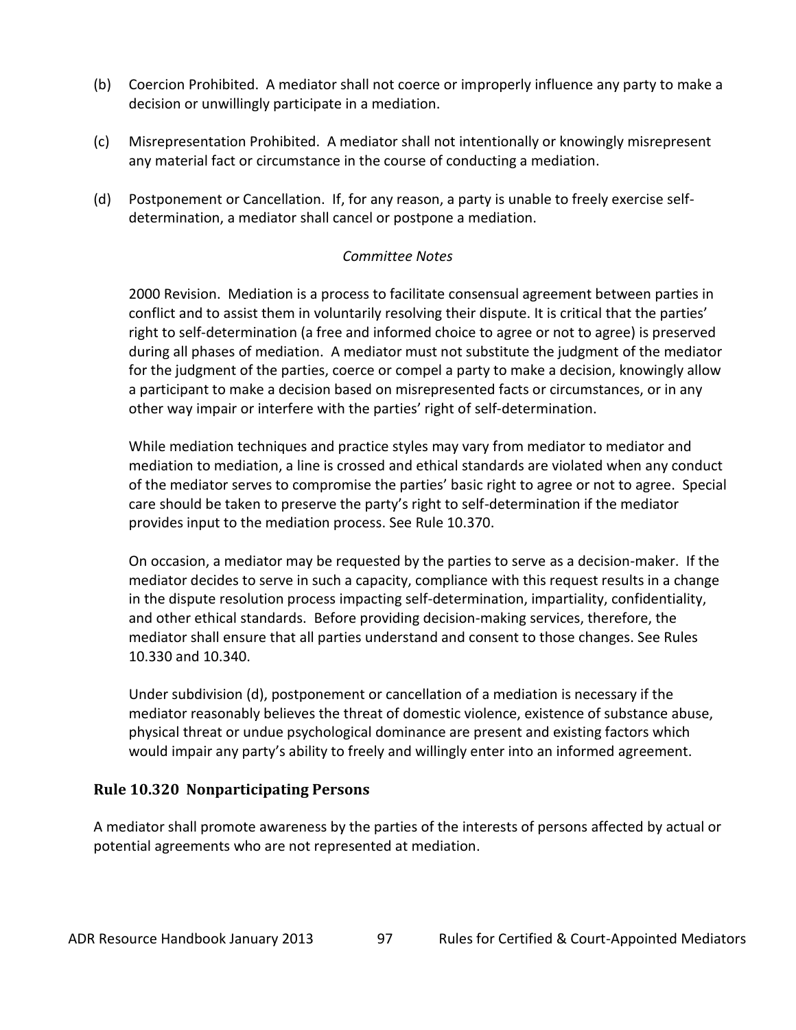(b) Coercion Prohibited. A mediator shall not coerce or improperly influence any party to make a decision or unwillingly participate in a mediation.

(c) Misrepresentation Prohibited. A mediator shall not intentionally or knowingly misrepresent any material fact or circumstance in the course of conducting a mediation.

(d) Postponement or Cancellation. If, for any reason, a party is unable to freely exercise self-determination, a mediator shall cancel or postpone a mediation.

*Committee Notes*

2000 Revision. Mediation is a process to facilitate consensual agreement between parties in conflict and to assist them in voluntarily resolving their dispute. It is critical that the parties' right to self-determination (a free and informed choice to agree or not to agree) is preserved during all phases of mediation. A mediator must not substitute the judgment of the mediator for the judgment of the parties, coerce or compel a party to make a decision, knowingly allow a participant to make a decision based on misrepresented facts or circumstances, or in any other way impair or interfere with the parties' right of self-determination.

While mediation techniques and practice styles may vary from mediator to mediator and mediation to mediation, a line is crossed and ethical standards are violated when any conduct of the mediator serves to compromise the parties' basic right to agree or not to agree. Special care should be taken to preserve the party's right to self-determination if the mediator provides input to the mediation process. See Rule 10.370.

On occasion, a mediator may be requested by the parties to serve as a decision-maker. If the mediator decides to serve in such a capacity, compliance with this request results in a change in the dispute resolution process impacting self-determination, impartiality, confidentiality, and other ethical standards. Before providing decision-making services, therefore, the mediator shall ensure that all parties understand and consent to those changes. See Rules 10.330 and 10.340.

Under subdivision (d), postponement or cancellation of a mediation is necessary if the mediator reasonably believes the threat of domestic violence, existence of substance abuse, physical threat or undue psychological dominance are present and existing factors which would impair any party's ability to freely and willingly enter into an informed agreement.

### Rule 10.320 Nonparticipating Persons

A mediator shall promote awareness by the parties of the interests of persons affected by actual or potential agreements who are not represented at mediation.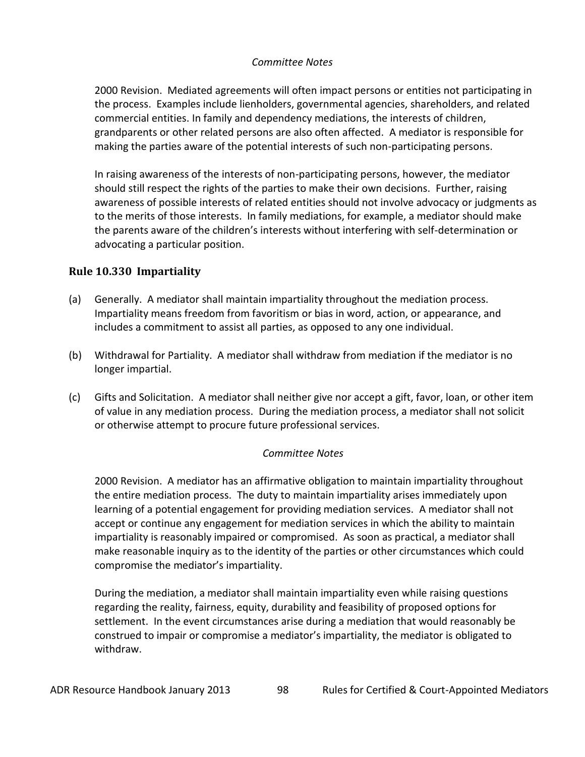*Committee Notes*

2000 Revision. Mediated agreements will often impact persons or entities not participating in the process. Examples include lienholders, governmental agencies, shareholders, and related commercial entities. In family and dependency mediations, the interests of children, grandparents or other related persons are also often affected. A mediator is responsible for making the parties aware of the potential interests of such non-participating persons.

In raising awareness of the interests of non-participating persons, however, the mediator should still respect the rights of the parties to make their own decisions. Further, raising awareness of possible interests of related entities should not involve advocacy or judgments as to the merits of those interests. In family mediations, for example, a mediator should make the parents aware of the children's interests without interfering with self-determination or advocating a particular position.

## Rule 10.330 Impartiality

(a) Generally. A mediator shall maintain impartiality throughout the mediation process. Impartiality means freedom from favoritism or bias in word, action, or appearance, and includes a commitment to assist all parties, as opposed to any one individual.

(b) Withdrawal for Partiality. A mediator shall withdraw from mediation if the mediator is no longer impartial.

(c) Gifts and Solicitation. A mediator shall neither give nor accept a gift, favor, loan, or other item of value in any mediation process. During the mediation process, a mediator shall not solicit or otherwise attempt to procure future professional services.

*Committee Notes*

2000 Revision. A mediator has an affirmative obligation to maintain impartiality throughout the entire mediation process. The duty to maintain impartiality arises immediately upon learning of a potential engagement for providing mediation services. A mediator shall not accept or continue any engagement for mediation services in which the ability to maintain impartiality is reasonably impaired or compromised. As soon as practical, a mediator shall make reasonable inquiry as to the identity of the parties or other circumstances which could compromise the mediator's impartiality.

During the mediation, a mediator shall maintain impartiality even while raising questions regarding the reality, fairness, equity, durability and feasibility of proposed options for settlement. In the event circumstances arise during a mediation that would reasonably be construed to impair or compromise a mediator's impartiality, the mediator is obligated to withdraw.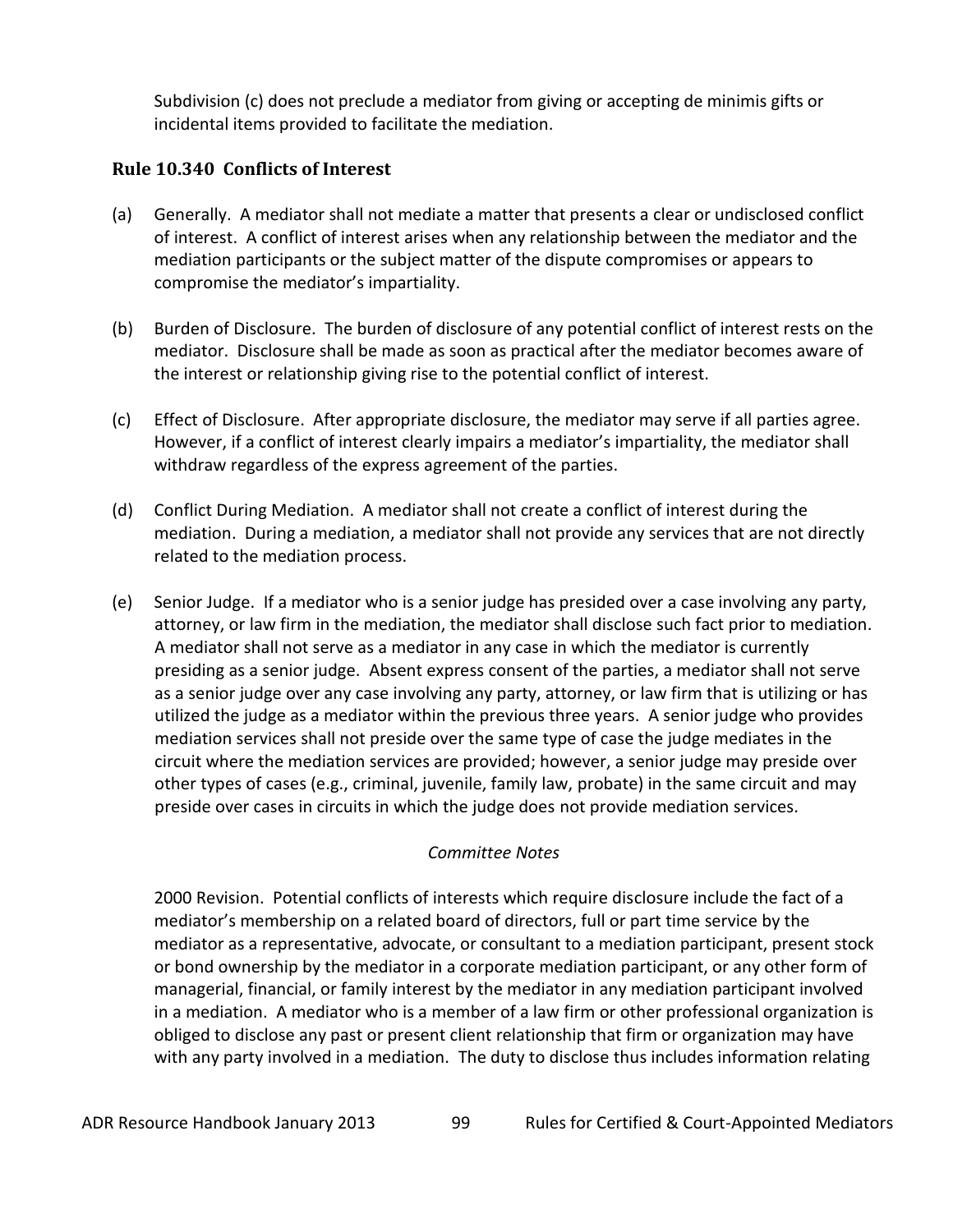Subdivision (c) does not preclude a mediator from giving or accepting de minimis gifts or incidental items provided to facilitate the mediation.

### Rule 10.340 Conflicts of Interest

(a) Generally. A mediator shall not mediate a matter that presents a clear or undisclosed conflict of interest. A conflict of interest arises when any relationship between the mediator and the mediation participants or the subject matter of the dispute compromises or appears to compromise the mediator's impartiality.

(b) Burden of Disclosure. The burden of disclosure of any potential conflict of interest rests on the mediator. Disclosure shall be made as soon as practical after the mediator becomes aware of the interest or relationship giving rise to the potential conflict of interest.

(c) Effect of Disclosure. After appropriate disclosure, the mediator may serve if all parties agree. However, if a conflict of interest clearly impairs a mediator's impartiality, the mediator shall withdraw regardless of the express agreement of the parties.

(d) Conflict During Mediation. A mediator shall not create a conflict of interest during the mediation. During a mediation, a mediator shall not provide any services that are not directly related to the mediation process.

(e) Senior Judge. If a mediator who is a senior judge has presided over a case involving any party, attorney, or law firm in the mediation, the mediator shall disclose such fact prior to mediation. A mediator shall not serve as a mediator in any case in which the mediator is currently presiding as a senior judge. Absent express consent of the parties, a mediator shall not serve as a senior judge over any case involving any party, attorney, or law firm that is utilizing or has utilized the judge as a mediator within the previous three years. A senior judge who provides mediation services shall not preside over the same type of case the judge mediates in the circuit where the mediation services are provided; however, a senior judge may preside over other types of cases (e.g., criminal, juvenile, family law, probate) in the same circuit and may preside over cases in circuits in which the judge does not provide mediation services.

*Committee Notes*

2000 Revision. Potential conflicts of interests which require disclosure include the fact of a mediator's membership on a related board of directors, full or part time service by the mediator as a representative, advocate, or consultant to a mediation participant, present stock or bond ownership by the mediator in a corporate mediation participant, or any other form of managerial, financial, or family interest by the mediator in any mediation participant involved in a mediation. A mediator who is a member of a law firm or other professional organization is obliged to disclose any past or present client relationship that firm or organization may have with any party involved in a mediation. The duty to disclose thus includes information relating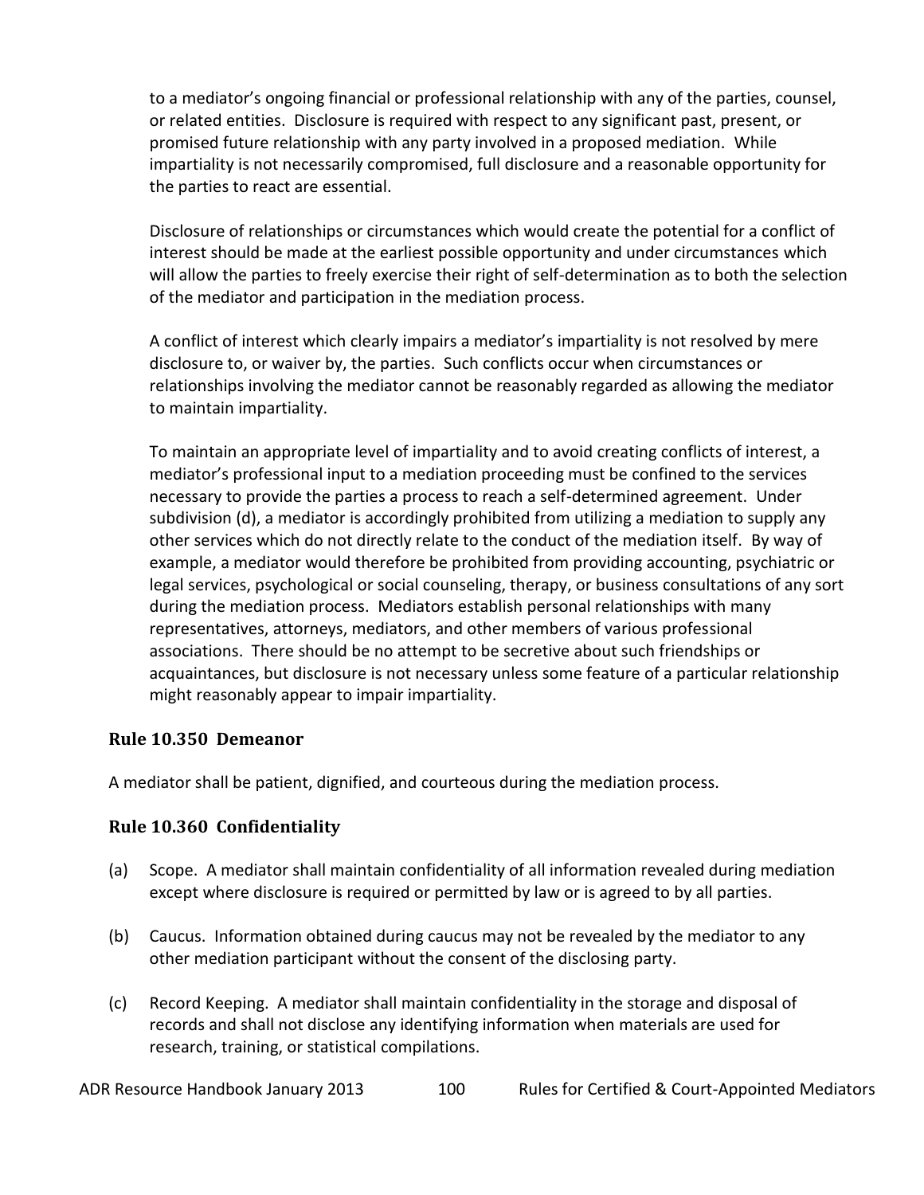to a mediator's ongoing financial or professional relationship with any of the parties, counsel, or related entities. Disclosure is required with respect to any significant past, present, or promised future relationship with any party involved in a proposed mediation. While impartiality is not necessarily compromised, full disclosure and a reasonable opportunity for the parties to react are essential.

Disclosure of relationships or circumstances which would create the potential for a conflict of interest should be made at the earliest possible opportunity and under circumstances which will allow the parties to freely exercise their right of self-determination as to both the selection of the mediator and participation in the mediation process.

A conflict of interest which clearly impairs a mediator's impartiality is not resolved by mere disclosure to, or waiver by, the parties. Such conflicts occur when circumstances or relationships involving the mediator cannot be reasonably regarded as allowing the mediator to maintain impartiality.

To maintain an appropriate level of impartiality and to avoid creating conflicts of interest, a mediator's professional input to a mediation proceeding must be confined to the services necessary to provide the parties a process to reach a self-determined agreement. Under subdivision (d), a mediator is accordingly prohibited from utilizing a mediation to supply any other services which do not directly relate to the conduct of the mediation itself. By way of example, a mediator would therefore be prohibited from providing accounting, psychiatric or legal services, psychological or social counseling, therapy, or business consultations of any sort during the mediation process. Mediators establish personal relationships with many representatives, attorneys, mediators, and other members of various professional associations. There should be no attempt to be secretive about such friendships or acquaintances, but disclosure is not necessary unless some feature of a particular relationship might reasonably appear to impair impartiality.

### Rule 10.350 Demeanor

A mediator shall be patient, dignified, and courteous during the mediation process.

### Rule 10.360 Confidentiality

(a) Scope. A mediator shall maintain confidentiality of all information revealed during mediation except where disclosure is required or permitted by law or is agreed to by all parties.

(b) Caucus. Information obtained during caucus may not be revealed by the mediator to any other mediation participant without the consent of the disclosing party.

(c) Record Keeping. A mediator shall maintain confidentiality in the storage and disposal of records and shall not disclose any identifying information when materials are used for research, training, or statistical compilations.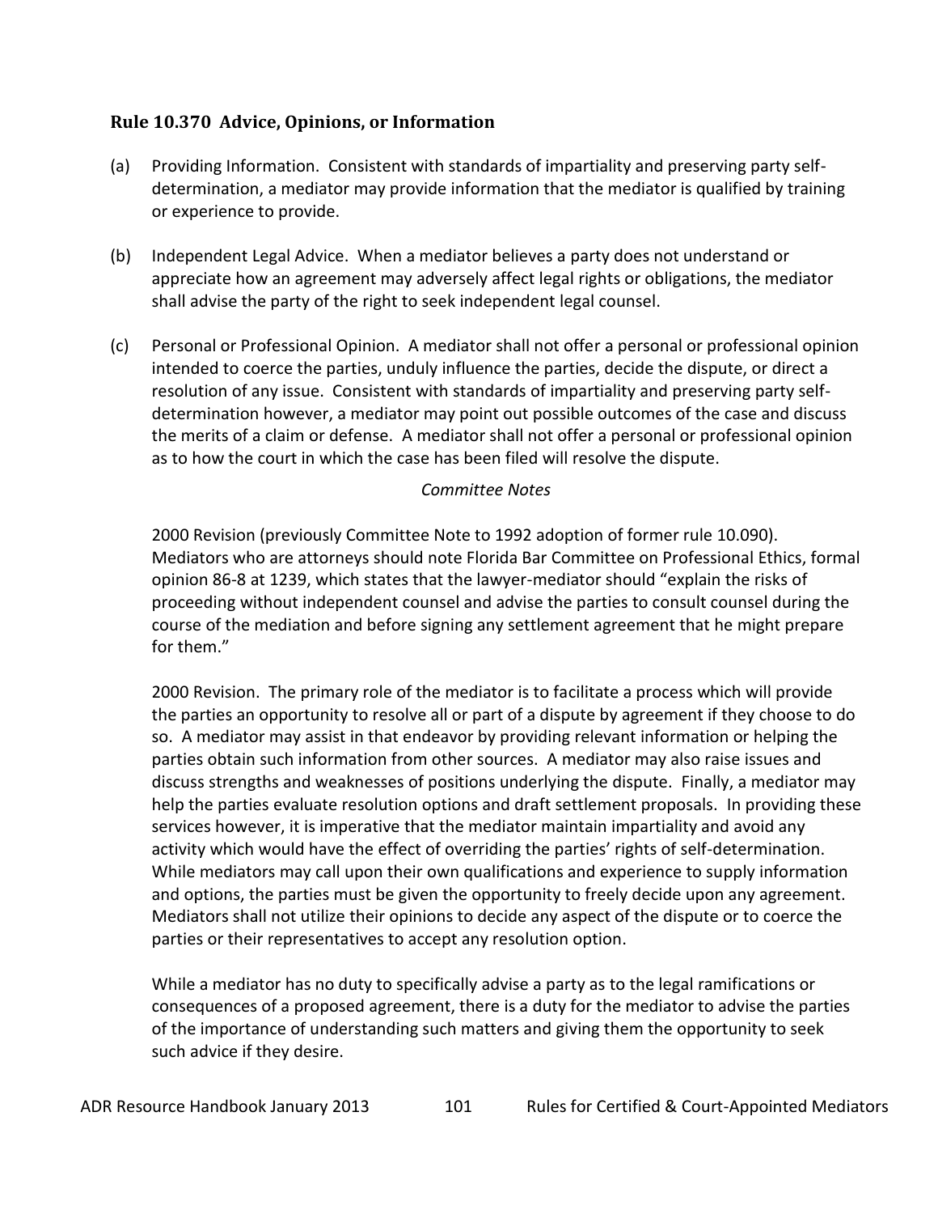### Rule 10.370 Advice, Opinions, or Information

(a) Providing Information. Consistent with standards of impartiality and preserving party self-determination, a mediator may provide information that the mediator is qualified by training or experience to provide.

(b) Independent Legal Advice. When a mediator believes a party does not understand or appreciate how an agreement may adversely affect legal rights or obligations, the mediator shall advise the party of the right to seek independent legal counsel.

(c) Personal or Professional Opinion. A mediator shall not offer a personal or professional opinion intended to coerce the parties, unduly influence the parties, decide the dispute, or direct a resolution of any issue. Consistent with standards of impartiality and preserving party self-determination however, a mediator may point out possible outcomes of the case and discuss the merits of a claim or defense. A mediator shall not offer a personal or professional opinion as to how the court in which the case has been filed will resolve the dispute.

*Committee Notes*

2000 Revision (previously Committee Note to 1992 adoption of former rule 10.090). Mediators who are attorneys should note Florida Bar Committee on Professional Ethics, formal opinion 86-8 at 1239, which states that the lawyer-mediator should "explain the risks of proceeding without independent counsel and advise the parties to consult counsel during the course of the mediation and before signing any settlement agreement that he might prepare for them."

2000 Revision. The primary role of the mediator is to facilitate a process which will provide the parties an opportunity to resolve all or part of a dispute by agreement if they choose to do so. A mediator may assist in that endeavor by providing relevant information or helping the parties obtain such information from other sources. A mediator may also raise issues and discuss strengths and weaknesses of positions underlying the dispute. Finally, a mediator may help the parties evaluate resolution options and draft settlement proposals. In providing these services however, it is imperative that the mediator maintain impartiality and avoid any activity which would have the effect of overriding the parties' rights of self-determination. While mediators may call upon their own qualifications and experience to supply information and options, the parties must be given the opportunity to freely decide upon any agreement. Mediators shall not utilize their opinions to decide any aspect of the dispute or to coerce the parties or their representatives to accept any resolution option.

While a mediator has no duty to specifically advise a party as to the legal ramifications or consequences of a proposed agreement, there is a duty for the mediator to advise the parties of the importance of understanding such matters and giving them the opportunity to seek such advice if they desire.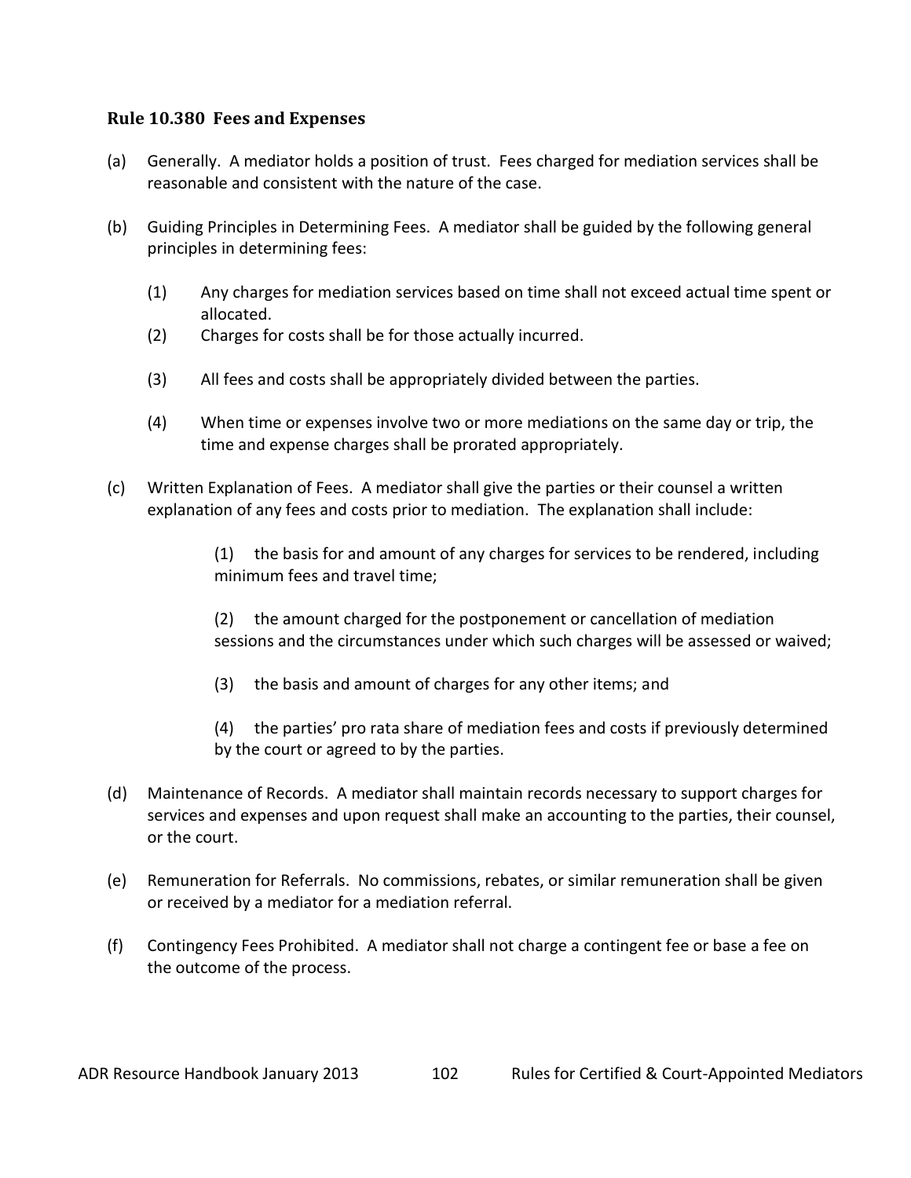### Rule 10.380 Fees and Expenses

(a) Generally. A mediator holds a position of trust. Fees charged for mediation services shall be reasonable and consistent with the nature of the case.

(b) Guiding Principles in Determining Fees. A mediator shall be guided by the following general principles in determining fees:

(1) Any charges for mediation services based on time shall not exceed actual time spent or allocated.

(2) Charges for costs shall be for those actually incurred.

(3) All fees and costs shall be appropriately divided between the parties.

(4) When time or expenses involve two or more mediations on the same day or trip, the time and expense charges shall be prorated appropriately.

(c) Written Explanation of Fees. A mediator shall give the parties or their counsel a written explanation of any fees and costs prior to mediation. The explanation shall include:

(1) the basis for and amount of any charges for services to be rendered, including minimum fees and travel time;

(2) the amount charged for the postponement or cancellation of mediation sessions and the circumstances under which such charges will be assessed or waived;

(3) the basis and amount of charges for any other items; and

(4) the parties' pro rata share of mediation fees and costs if previously determined by the court or agreed to by the parties.

(d) Maintenance of Records. A mediator shall maintain records necessary to support charges for services and expenses and upon request shall make an accounting to the parties, their counsel, or the court.

(e) Remuneration for Referrals. No commissions, rebates, or similar remuneration shall be given or received by a mediator for a mediation referral.

(f) Contingency Fees Prohibited. A mediator shall not charge a contingent fee or base a fee on the outcome of the process.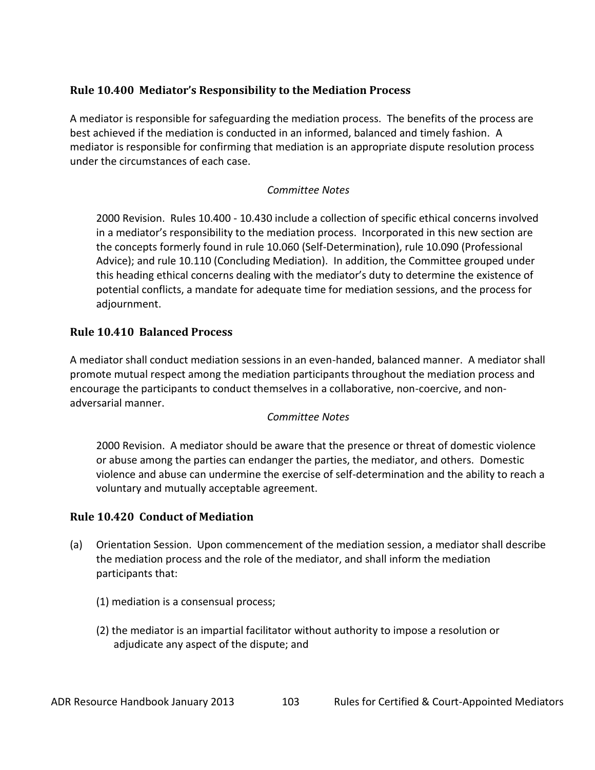### Rule 10.400 Mediator's Responsibility to the Mediation Process

A mediator is responsible for safeguarding the mediation process. The benefits of the process are best achieved if the mediation is conducted in an informed, balanced and timely fashion. A mediator is responsible for confirming that mediation is an appropriate dispute resolution process under the circumstances of each case.

*Committee Notes*

> 2000 Revision. Rules 10.400 - 10.430 include a collection of specific ethical concerns involved in a mediator's responsibility to the mediation process. Incorporated in this new section are the concepts formerly found in rule 10.060 (Self-Determination), rule 10.090 (Professional Advice); and rule 10.110 (Concluding Mediation). In addition, the Committee grouped under this heading ethical concerns dealing with the mediator's duty to determine the existence of potential conflicts, a mandate for adequate time for mediation sessions, and the process for adjournment.

### Rule 10.410 Balanced Process

A mediator shall conduct mediation sessions in an even-handed, balanced manner. A mediator shall promote mutual respect among the mediation participants throughout the mediation process and encourage the participants to conduct themselves in a collaborative, non-coercive, and non-adversarial manner.

*Committee Notes*

> 2000 Revision. A mediator should be aware that the presence or threat of domestic violence or abuse among the parties can endanger the parties, the mediator, and others. Domestic violence and abuse can undermine the exercise of self-determination and the ability to reach a voluntary and mutually acceptable agreement.

### Rule 10.420 Conduct of Mediation

(a) Orientation Session. Upon commencement of the mediation session, a mediator shall describe the mediation process and the role of the mediator, and shall inform the mediation participants that:

  (1) mediation is a consensual process;

  (2) the mediator is an impartial facilitator without authority to impose a resolution or adjudicate any aspect of the dispute; and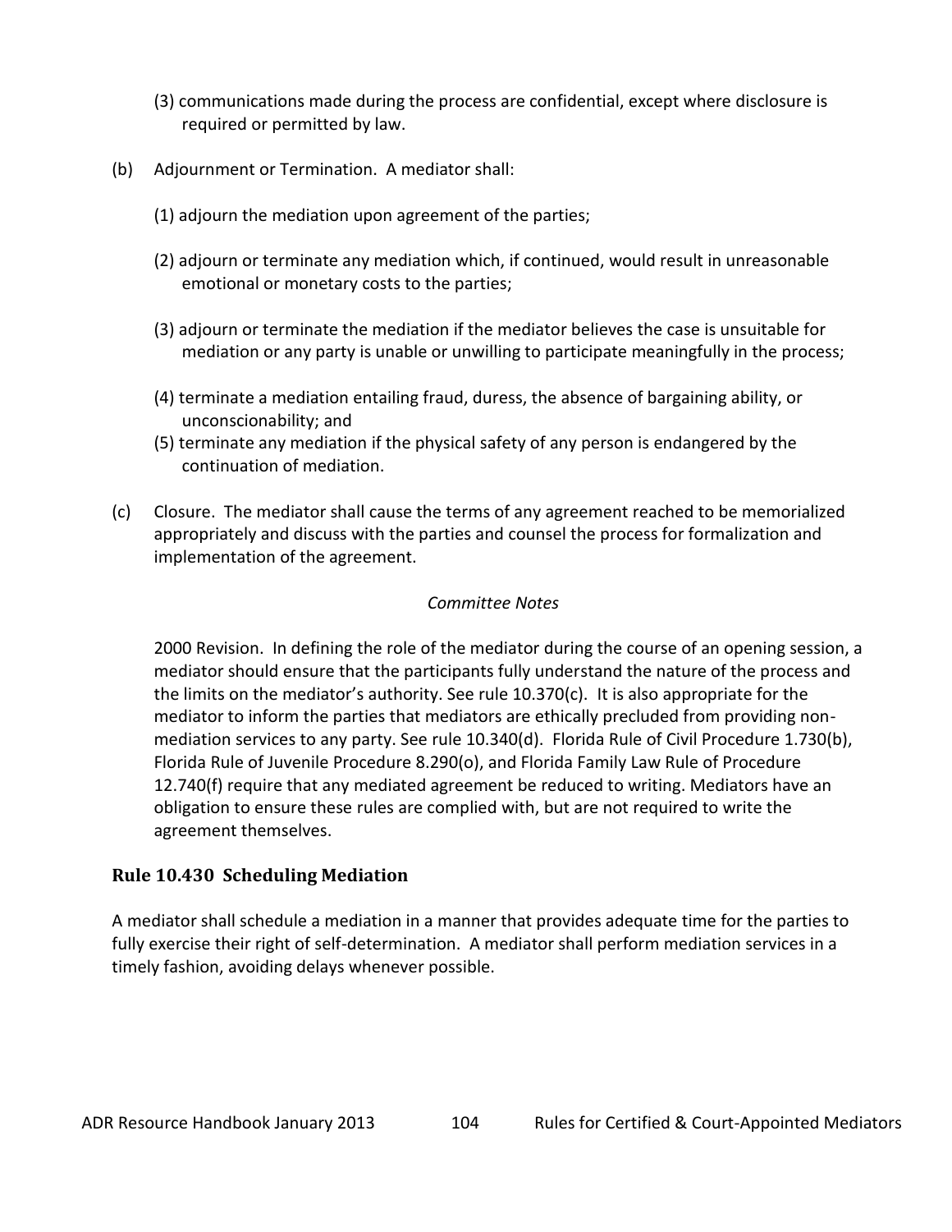(3) communications made during the process are confidential, except where disclosure is required or permitted by law.

(b) Adjournment or Termination. A mediator shall:

(1) adjourn the mediation upon agreement of the parties;

(2) adjourn or terminate any mediation which, if continued, would result in unreasonable emotional or monetary costs to the parties;

(3) adjourn or terminate the mediation if the mediator believes the case is unsuitable for mediation or any party is unable or unwilling to participate meaningfully in the process;

(4) terminate a mediation entailing fraud, duress, the absence of bargaining ability, or unconscionability; and

(5) terminate any mediation if the physical safety of any person is endangered by the continuation of mediation.

(c) Closure. The mediator shall cause the terms of any agreement reached to be memorialized appropriately and discuss with the parties and counsel the process for formalization and implementation of the agreement.

*Committee Notes*

2000 Revision. In defining the role of the mediator during the course of an opening session, a mediator should ensure that the participants fully understand the nature of the process and the limits on the mediator's authority. See rule 10.370(c). It is also appropriate for the mediator to inform the parties that mediators are ethically precluded from providing non-mediation services to any party. See rule 10.340(d). Florida Rule of Civil Procedure 1.730(b), Florida Rule of Juvenile Procedure 8.290(o), and Florida Family Law Rule of Procedure 12.740(f) require that any mediated agreement be reduced to writing. Mediators have an obligation to ensure these rules are complied with, but are not required to write the agreement themselves.

### Rule 10.430 Scheduling Mediation

A mediator shall schedule a mediation in a manner that provides adequate time for the parties to fully exercise their right of self-determination. A mediator shall perform mediation services in a timely fashion, avoiding delays whenever possible.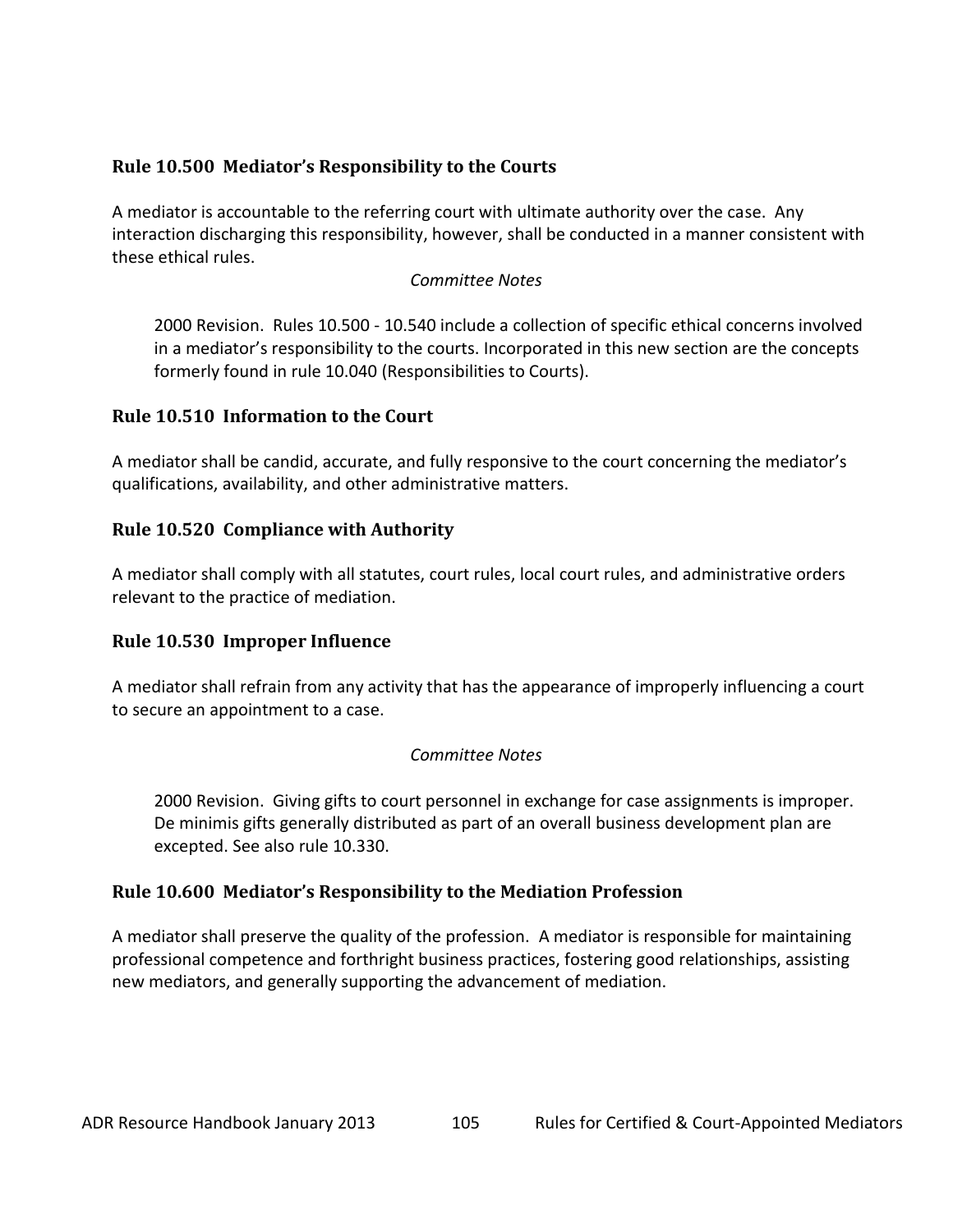### Rule 10.500 Mediator's Responsibility to the Courts

A mediator is accountable to the referring court with ultimate authority over the case. Any interaction discharging this responsibility, however, shall be conducted in a manner consistent with these ethical rules.

*Committee Notes*

> 2000 Revision. Rules 10.500 - 10.540 include a collection of specific ethical concerns involved in a mediator's responsibility to the courts. Incorporated in this new section are the concepts formerly found in rule 10.040 (Responsibilities to Courts).

### Rule 10.510 Information to the Court

A mediator shall be candid, accurate, and fully responsive to the court concerning the mediator's qualifications, availability, and other administrative matters.

### Rule 10.520 Compliance with Authority

A mediator shall comply with all statutes, court rules, local court rules, and administrative orders relevant to the practice of mediation.

### Rule 10.530 Improper Influence

A mediator shall refrain from any activity that has the appearance of improperly influencing a court to secure an appointment to a case.

*Committee Notes*

> 2000 Revision. Giving gifts to court personnel in exchange for case assignments is improper. De minimis gifts generally distributed as part of an overall business development plan are excepted. See also rule 10.330.

### Rule 10.600 Mediator's Responsibility to the Mediation Profession

A mediator shall preserve the quality of the profession. A mediator is responsible for maintaining professional competence and forthright business practices, fostering good relationships, assisting new mediators, and generally supporting the advancement of mediation.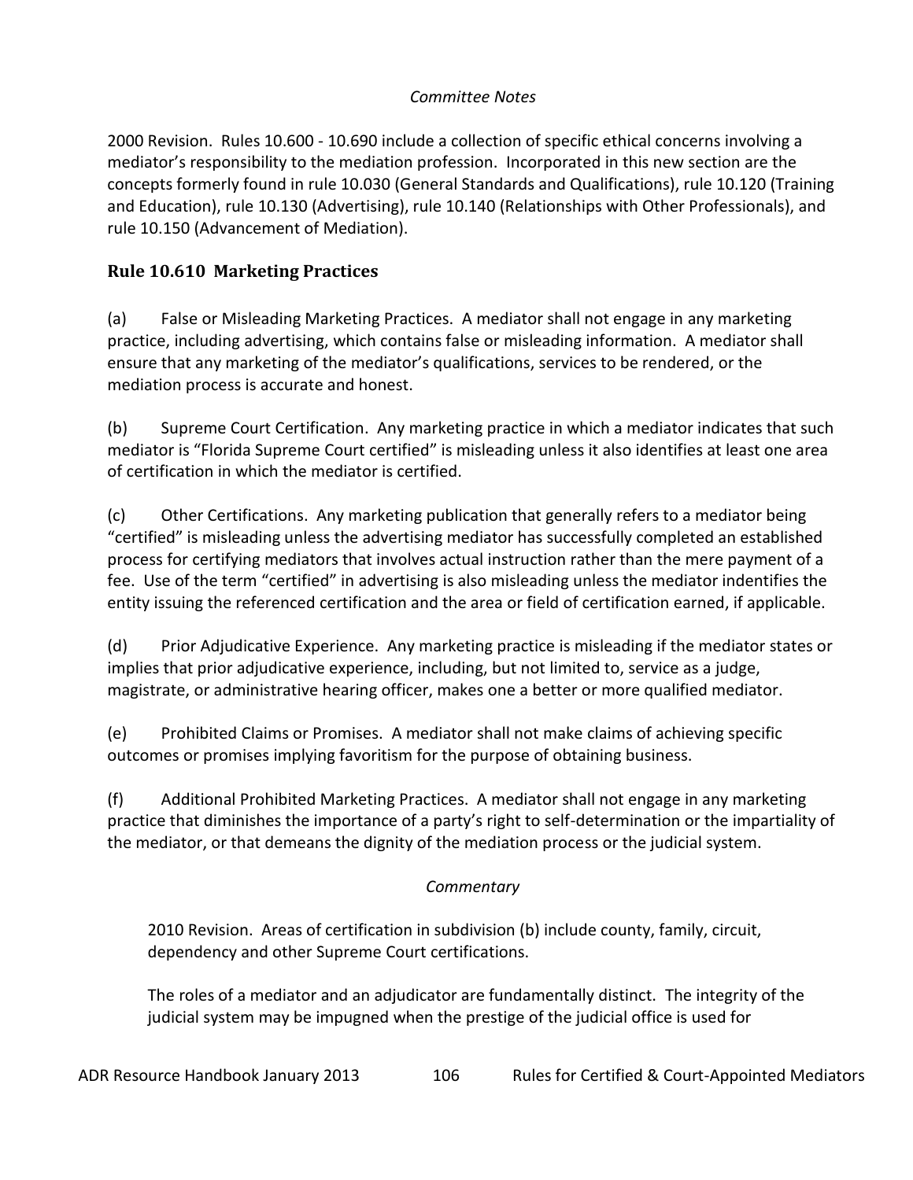*Committee Notes*

2000 Revision. Rules 10.600 - 10.690 include a collection of specific ethical concerns involving a mediator's responsibility to the mediation profession. Incorporated in this new section are the concepts formerly found in rule 10.030 (General Standards and Qualifications), rule 10.120 (Training and Education), rule 10.130 (Advertising), rule 10.140 (Relationships with Other Professionals), and rule 10.150 (Advancement of Mediation).

## Rule 10.610 Marketing Practices

(a) False or Misleading Marketing Practices. A mediator shall not engage in any marketing practice, including advertising, which contains false or misleading information. A mediator shall ensure that any marketing of the mediator's qualifications, services to be rendered, or the mediation process is accurate and honest.

(b) Supreme Court Certification. Any marketing practice in which a mediator indicates that such mediator is "Florida Supreme Court certified" is misleading unless it also identifies at least one area of certification in which the mediator is certified.

(c) Other Certifications. Any marketing publication that generally refers to a mediator being "certified" is misleading unless the advertising mediator has successfully completed an established process for certifying mediators that involves actual instruction rather than the mere payment of a fee. Use of the term "certified" in advertising is also misleading unless the mediator indentifies the entity issuing the referenced certification and the area or field of certification earned, if applicable.

(d) Prior Adjudicative Experience. Any marketing practice is misleading if the mediator states or implies that prior adjudicative experience, including, but not limited to, service as a judge, magistrate, or administrative hearing officer, makes one a better or more qualified mediator.

(e) Prohibited Claims or Promises. A mediator shall not make claims of achieving specific outcomes or promises implying favoritism for the purpose of obtaining business.

(f) Additional Prohibited Marketing Practices. A mediator shall not engage in any marketing practice that diminishes the importance of a party's right to self-determination or the impartiality of the mediator, or that demeans the dignity of the mediation process or the judicial system.

*Commentary*

2010 Revision. Areas of certification in subdivision (b) include county, family, circuit, dependency and other Supreme Court certifications.

The roles of a mediator and an adjudicator are fundamentally distinct. The integrity of the judicial system may be impugned when the prestige of the judicial office is used for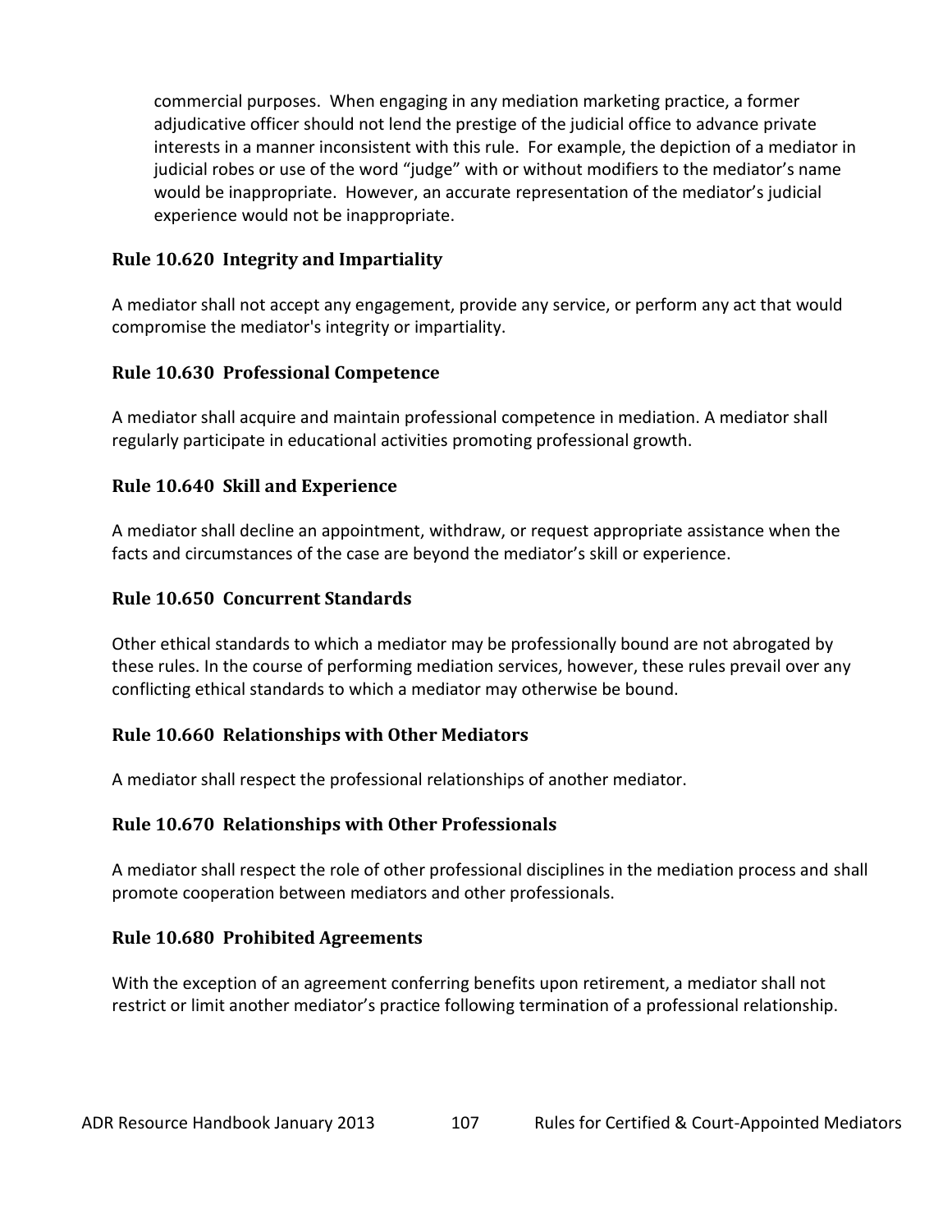commercial purposes. When engaging in any mediation marketing practice, a former adjudicative officer should not lend the prestige of the judicial office to advance private interests in a manner inconsistent with this rule. For example, the depiction of a mediator in judicial robes or use of the word "judge" with or without modifiers to the mediator's name would be inappropriate. However, an accurate representation of the mediator's judicial experience would not be inappropriate.

### Rule 10.620 Integrity and Impartiality

A mediator shall not accept any engagement, provide any service, or perform any act that would compromise the mediator's integrity or impartiality.

### Rule 10.630 Professional Competence

A mediator shall acquire and maintain professional competence in mediation. A mediator shall regularly participate in educational activities promoting professional growth.

### Rule 10.640 Skill and Experience

A mediator shall decline an appointment, withdraw, or request appropriate assistance when the facts and circumstances of the case are beyond the mediator's skill or experience.

### Rule 10.650 Concurrent Standards

Other ethical standards to which a mediator may be professionally bound are not abrogated by these rules. In the course of performing mediation services, however, these rules prevail over any conflicting ethical standards to which a mediator may otherwise be bound.

### Rule 10.660 Relationships with Other Mediators

A mediator shall respect the professional relationships of another mediator.

### Rule 10.670 Relationships with Other Professionals

A mediator shall respect the role of other professional disciplines in the mediation process and shall promote cooperation between mediators and other professionals.

### Rule 10.680 Prohibited Agreements

With the exception of an agreement conferring benefits upon retirement, a mediator shall not restrict or limit another mediator's practice following termination of a professional relationship.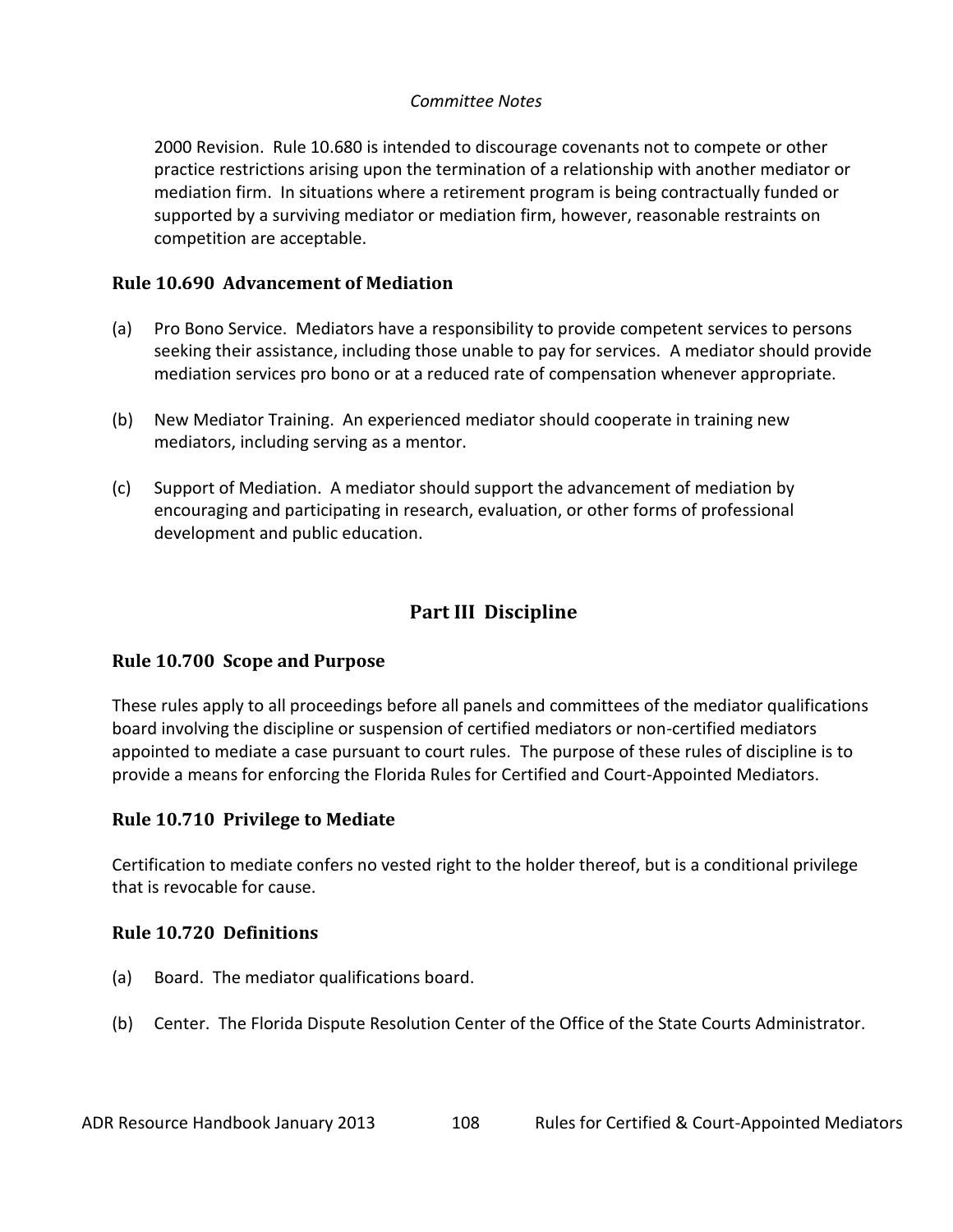*Committee Notes*

2000 Revision. Rule 10.680 is intended to discourage covenants not to compete or other practice restrictions arising upon the termination of a relationship with another mediator or mediation firm. In situations where a retirement program is being contractually funded or supported by a surviving mediator or mediation firm, however, reasonable restraints on competition are acceptable.

### Rule 10.690 Advancement of Mediation

(a) Pro Bono Service. Mediators have a responsibility to provide competent services to persons seeking their assistance, including those unable to pay for services. A mediator should provide mediation services pro bono or at a reduced rate of compensation whenever appropriate.

(b) New Mediator Training. An experienced mediator should cooperate in training new mediators, including serving as a mentor.

(c) Support of Mediation. A mediator should support the advancement of mediation by encouraging and participating in research, evaluation, or other forms of professional development and public education.

## Part III Discipline

### Rule 10.700 Scope and Purpose

These rules apply to all proceedings before all panels and committees of the mediator qualifications board involving the discipline or suspension of certified mediators or non-certified mediators appointed to mediate a case pursuant to court rules. The purpose of these rules of discipline is to provide a means for enforcing the Florida Rules for Certified and Court-Appointed Mediators.

### Rule 10.710 Privilege to Mediate

Certification to mediate confers no vested right to the holder thereof, but is a conditional privilege that is revocable for cause.

### Rule 10.720 Definitions

(a) Board. The mediator qualifications board.

(b) Center. The Florida Dispute Resolution Center of the Office of the State Courts Administrator.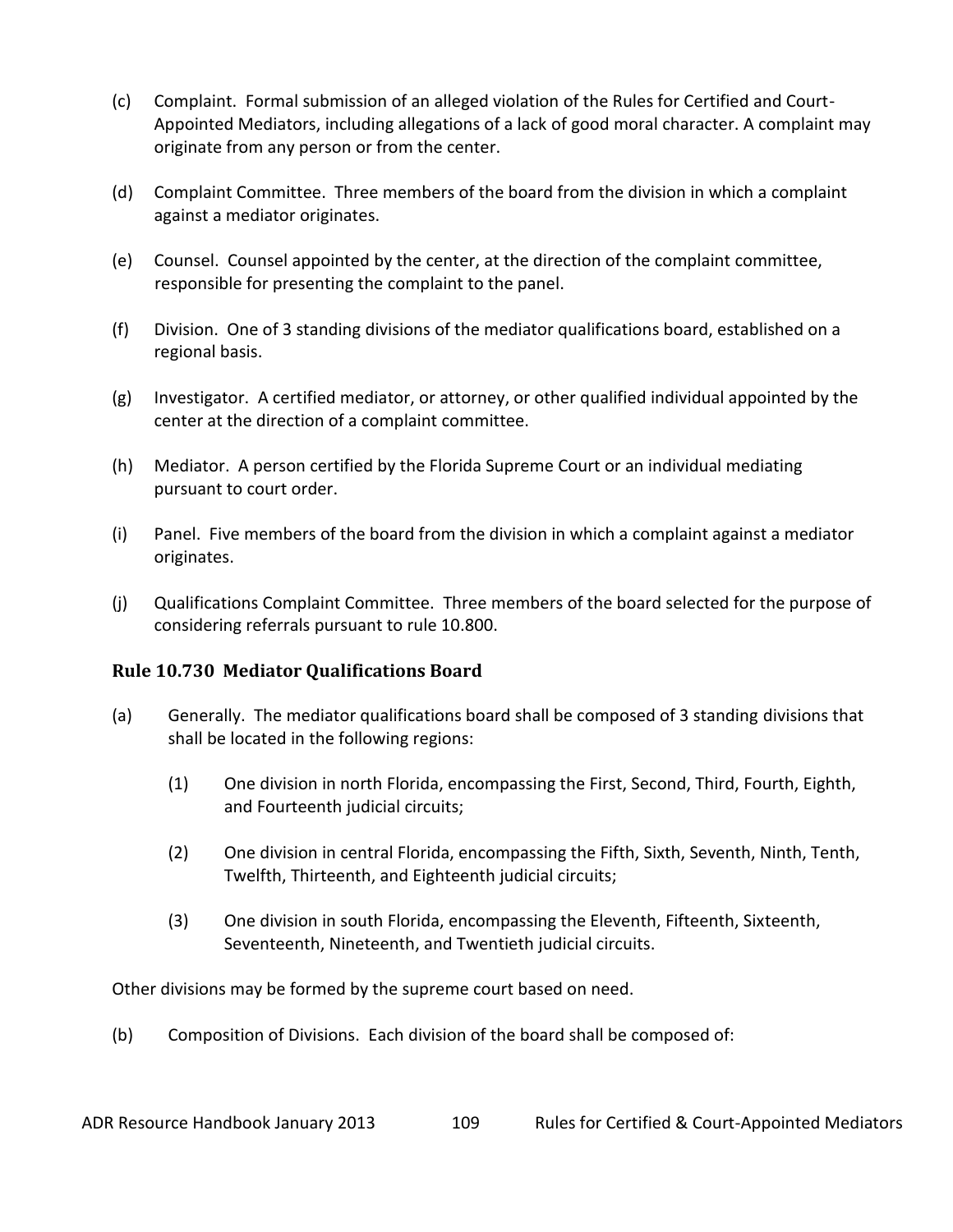(c) Complaint. Formal submission of an alleged violation of the Rules for Certified and Court-Appointed Mediators, including allegations of a lack of good moral character. A complaint may originate from any person or from the center.

(d) Complaint Committee. Three members of the board from the division in which a complaint against a mediator originates.

(e) Counsel. Counsel appointed by the center, at the direction of the complaint committee, responsible for presenting the complaint to the panel.

(f) Division. One of 3 standing divisions of the mediator qualifications board, established on a regional basis.

(g) Investigator. A certified mediator, or attorney, or other qualified individual appointed by the center at the direction of a complaint committee.

(h) Mediator. A person certified by the Florida Supreme Court or an individual mediating pursuant to court order.

(i) Panel. Five members of the board from the division in which a complaint against a mediator originates.

(j) Qualifications Complaint Committee. Three members of the board selected for the purpose of considering referrals pursuant to rule 10.800.

### Rule 10.730 Mediator Qualifications Board

(a) Generally. The mediator qualifications board shall be composed of 3 standing divisions that shall be located in the following regions:

(1) One division in north Florida, encompassing the First, Second, Third, Fourth, Eighth, and Fourteenth judicial circuits;

(2) One division in central Florida, encompassing the Fifth, Sixth, Seventh, Ninth, Tenth, Twelfth, Thirteenth, and Eighteenth judicial circuits;

(3) One division in south Florida, encompassing the Eleventh, Fifteenth, Sixteenth, Seventeenth, Nineteenth, and Twentieth judicial circuits.

Other divisions may be formed by the supreme court based on need.

(b) Composition of Divisions. Each division of the board shall be composed of: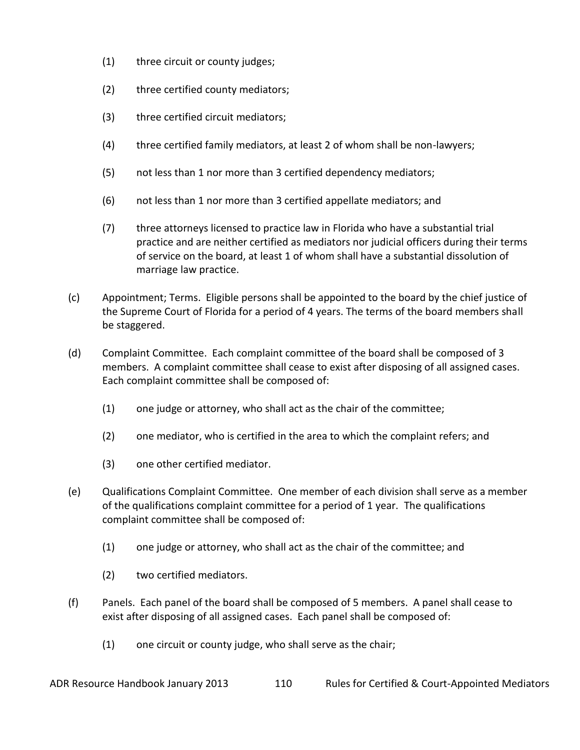(1) three circuit or county judges;

(2) three certified county mediators;

(3) three certified circuit mediators;

(4) three certified family mediators, at least 2 of whom shall be non-lawyers;

(5) not less than 1 nor more than 3 certified dependency mediators;

(6) not less than 1 nor more than 3 certified appellate mediators; and

(7) three attorneys licensed to practice law in Florida who have a substantial trial practice and are neither certified as mediators nor judicial officers during their terms of service on the board, at least 1 of whom shall have a substantial dissolution of marriage law practice.

(c) Appointment; Terms. Eligible persons shall be appointed to the board by the chief justice of the Supreme Court of Florida for a period of 4 years. The terms of the board members shall be staggered.

(d) Complaint Committee. Each complaint committee of the board shall be composed of 3 members. A complaint committee shall cease to exist after disposing of all assigned cases. Each complaint committee shall be composed of:

(1) one judge or attorney, who shall act as the chair of the committee;

(2) one mediator, who is certified in the area to which the complaint refers; and

(3) one other certified mediator.

(e) Qualifications Complaint Committee. One member of each division shall serve as a member of the qualifications complaint committee for a period of 1 year. The qualifications complaint committee shall be composed of:

(1) one judge or attorney, who shall act as the chair of the committee; and

(2) two certified mediators.

(f) Panels. Each panel of the board shall be composed of 5 members. A panel shall cease to exist after disposing of all assigned cases. Each panel shall be composed of:

(1) one circuit or county judge, who shall serve as the chair;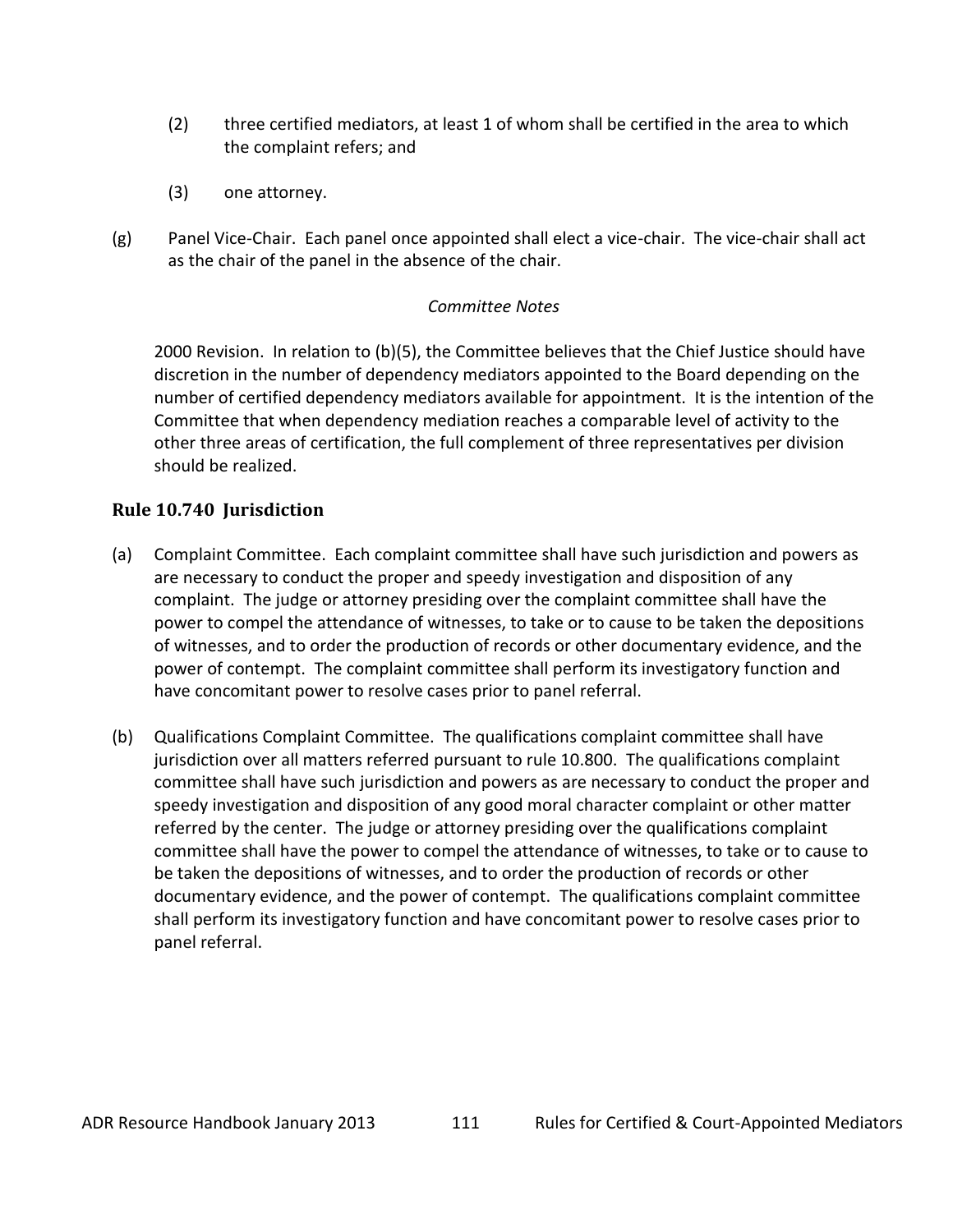(2) three certified mediators, at least 1 of whom shall be certified in the area to which the complaint refers; and

(3) one attorney.

(g) Panel Vice-Chair. Each panel once appointed shall elect a vice-chair. The vice-chair shall act as the chair of the panel in the absence of the chair.

*Committee Notes*

2000 Revision. In relation to (b)(5), the Committee believes that the Chief Justice should have discretion in the number of dependency mediators appointed to the Board depending on the number of certified dependency mediators available for appointment. It is the intention of the Committee that when dependency mediation reaches a comparable level of activity to the other three areas of certification, the full complement of three representatives per division should be realized.

### Rule 10.740 Jurisdiction

(a) Complaint Committee. Each complaint committee shall have such jurisdiction and powers as are necessary to conduct the proper and speedy investigation and disposition of any complaint. The judge or attorney presiding over the complaint committee shall have the power to compel the attendance of witnesses, to take or to cause to be taken the depositions of witnesses, and to order the production of records or other documentary evidence, and the power of contempt. The complaint committee shall perform its investigatory function and have concomitant power to resolve cases prior to panel referral.

(b) Qualifications Complaint Committee. The qualifications complaint committee shall have jurisdiction over all matters referred pursuant to rule 10.800. The qualifications complaint committee shall have such jurisdiction and powers as are necessary to conduct the proper and speedy investigation and disposition of any good moral character complaint or other matter referred by the center. The judge or attorney presiding over the qualifications complaint committee shall have the power to compel the attendance of witnesses, to take or to cause to be taken the depositions of witnesses, and to order the production of records or other documentary evidence, and the power of contempt. The qualifications complaint committee shall perform its investigatory function and have concomitant power to resolve cases prior to panel referral.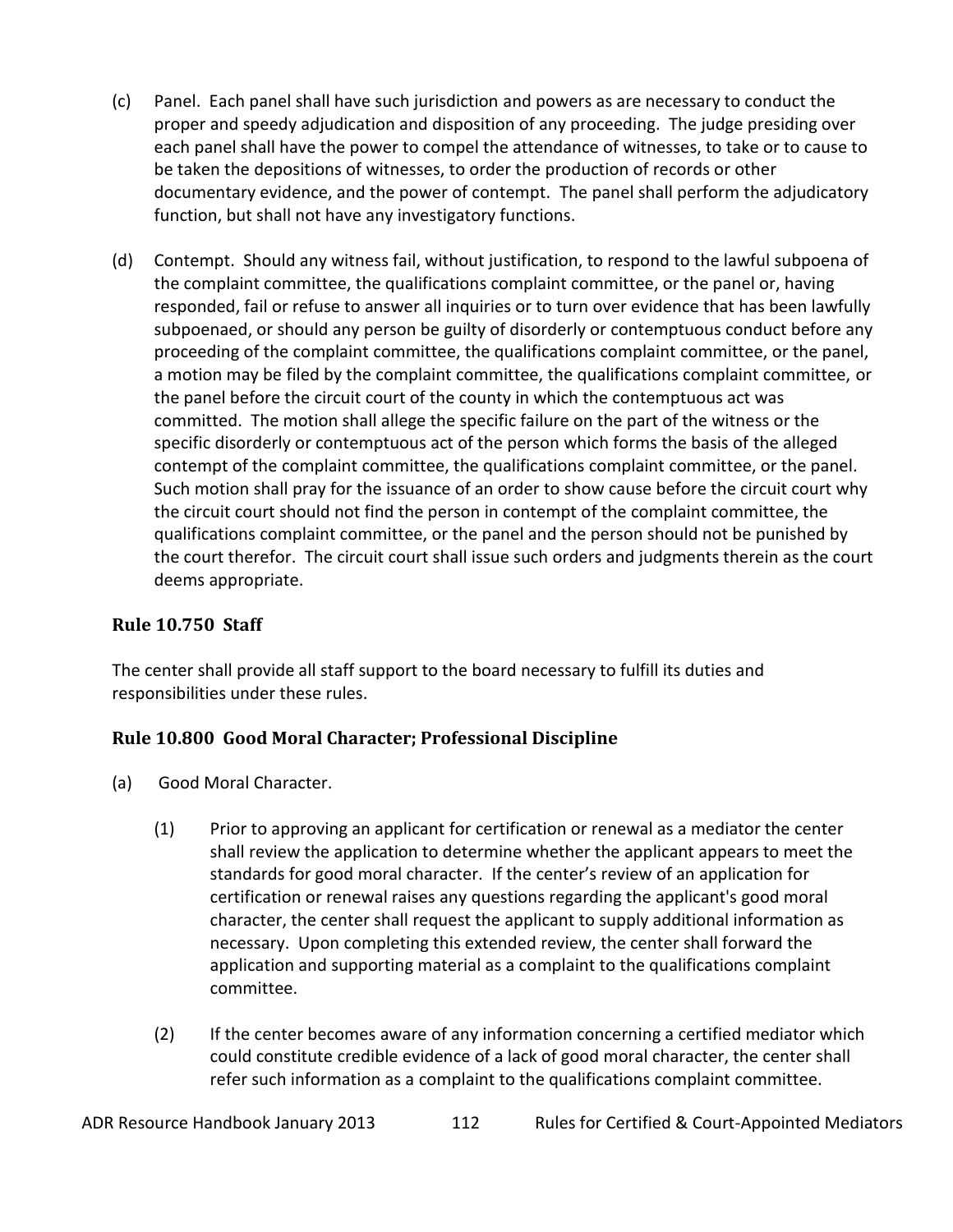(c) Panel. Each panel shall have such jurisdiction and powers as are necessary to conduct the proper and speedy adjudication and disposition of any proceeding. The judge presiding over each panel shall have the power to compel the attendance of witnesses, to take or to cause to be taken the depositions of witnesses, to order the production of records or other documentary evidence, and the power of contempt. The panel shall perform the adjudicatory function, but shall not have any investigatory functions.

(d) Contempt. Should any witness fail, without justification, to respond to the lawful subpoena of the complaint committee, the qualifications complaint committee, or the panel or, having responded, fail or refuse to answer all inquiries or to turn over evidence that has been lawfully subpoenaed, or should any person be guilty of disorderly or contemptuous conduct before any proceeding of the complaint committee, the qualifications complaint committee, or the panel, a motion may be filed by the complaint committee, the qualifications complaint committee, or the panel before the circuit court of the county in which the contemptuous act was committed. The motion shall allege the specific failure on the part of the witness or the specific disorderly or contemptuous act of the person which forms the basis of the alleged contempt of the complaint committee, the qualifications complaint committee, or the panel. Such motion shall pray for the issuance of an order to show cause before the circuit court why the circuit court should not find the person in contempt of the complaint committee, the qualifications complaint committee, or the panel and the person should not be punished by the court therefor. The circuit court shall issue such orders and judgments therein as the court deems appropriate.

### Rule 10.750 Staff

The center shall provide all staff support to the board necessary to fulfill its duties and responsibilities under these rules.

### Rule 10.800 Good Moral Character; Professional Discipline

(a) Good Moral Character.

(1) Prior to approving an applicant for certification or renewal as a mediator the center shall review the application to determine whether the applicant appears to meet the standards for good moral character. If the center's review of an application for certification or renewal raises any questions regarding the applicant's good moral character, the center shall request the applicant to supply additional information as necessary. Upon completing this extended review, the center shall forward the application and supporting material as a complaint to the qualifications complaint committee.

(2) If the center becomes aware of any information concerning a certified mediator which could constitute credible evidence of a lack of good moral character, the center shall refer such information as a complaint to the qualifications complaint committee.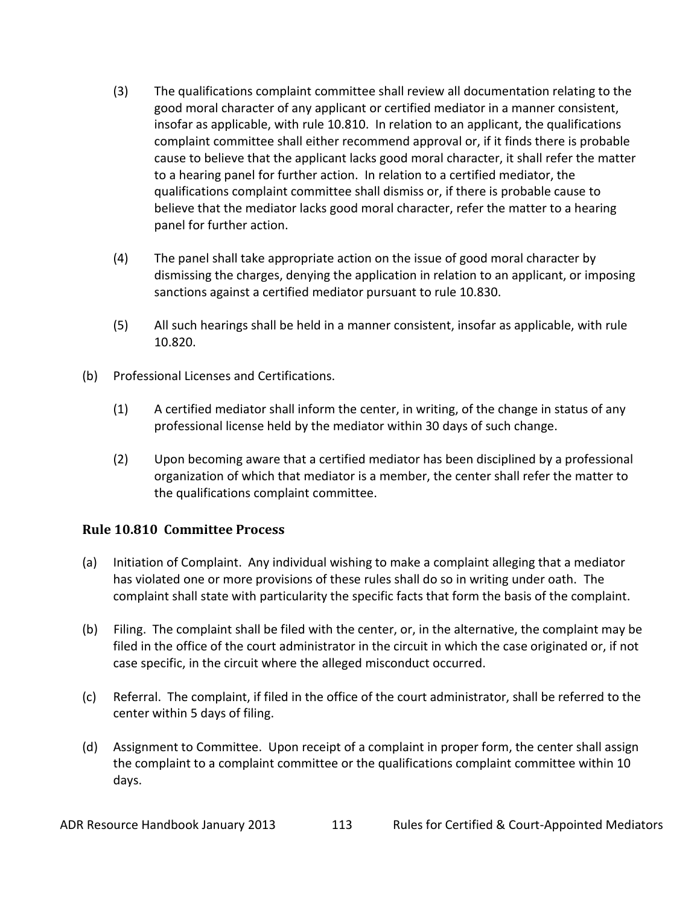(3) The qualifications complaint committee shall review all documentation relating to the good moral character of any applicant or certified mediator in a manner consistent, insofar as applicable, with rule 10.810. In relation to an applicant, the qualifications complaint committee shall either recommend approval or, if it finds there is probable cause to believe that the applicant lacks good moral character, it shall refer the matter to a hearing panel for further action. In relation to a certified mediator, the qualifications complaint committee shall dismiss or, if there is probable cause to believe that the mediator lacks good moral character, refer the matter to a hearing panel for further action.

(4) The panel shall take appropriate action on the issue of good moral character by dismissing the charges, denying the application in relation to an applicant, or imposing sanctions against a certified mediator pursuant to rule 10.830.

(5) All such hearings shall be held in a manner consistent, insofar as applicable, with rule 10.820.

(b) Professional Licenses and Certifications.

(1) A certified mediator shall inform the center, in writing, of the change in status of any professional license held by the mediator within 30 days of such change.

(2) Upon becoming aware that a certified mediator has been disciplined by a professional organization of which that mediator is a member, the center shall refer the matter to the qualifications complaint committee.

### Rule 10.810 Committee Process

(a) Initiation of Complaint. Any individual wishing to make a complaint alleging that a mediator has violated one or more provisions of these rules shall do so in writing under oath. The complaint shall state with particularity the specific facts that form the basis of the complaint.

(b) Filing. The complaint shall be filed with the center, or, in the alternative, the complaint may be filed in the office of the court administrator in the circuit in which the case originated or, if not case specific, in the circuit where the alleged misconduct occurred.

(c) Referral. The complaint, if filed in the office of the court administrator, shall be referred to the center within 5 days of filing.

(d) Assignment to Committee. Upon receipt of a complaint in proper form, the center shall assign the complaint to a complaint committee or the qualifications complaint committee within 10 days.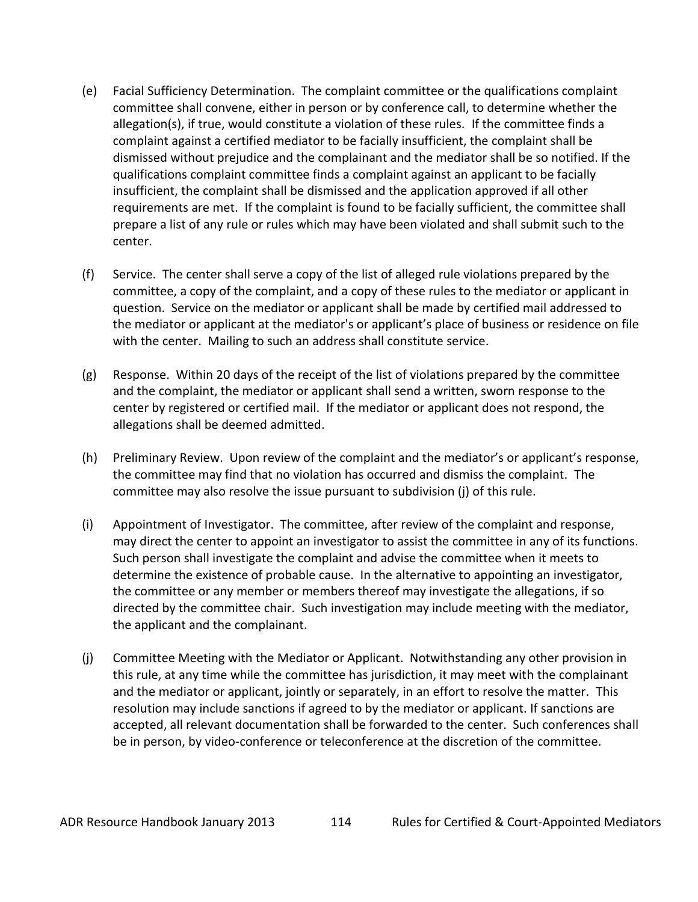(e) Facial Sufficiency Determination. The complaint committee or the qualifications complaint committee shall convene, either in person or by conference call, to determine whether the allegation(s), if true, would constitute a violation of these rules. If the committee finds a complaint against a certified mediator to be facially insufficient, the complaint shall be dismissed without prejudice and the complainant and the mediator shall be so notified. If the qualifications complaint committee finds a complaint against an applicant to be facially insufficient, the complaint shall be dismissed and the application approved if all other requirements are met. If the complaint is found to be facially sufficient, the committee shall prepare a list of any rule or rules which may have been violated and shall submit such to the center.

(f) Service. The center shall serve a copy of the list of alleged rule violations prepared by the committee, a copy of the complaint, and a copy of these rules to the mediator or applicant in question. Service on the mediator or applicant shall be made by certified mail addressed to the mediator or applicant at the mediator's or applicant's place of business or residence on file with the center. Mailing to such an address shall constitute service.

(g) Response. Within 20 days of the receipt of the list of violations prepared by the committee and the complaint, the mediator or applicant shall send a written, sworn response to the center by registered or certified mail. If the mediator or applicant does not respond, the allegations shall be deemed admitted.

(h) Preliminary Review. Upon review of the complaint and the mediator's or applicant's response, the committee may find that no violation has occurred and dismiss the complaint. The committee may also resolve the issue pursuant to subdivision (j) of this rule.

(i) Appointment of Investigator. The committee, after review of the complaint and response, may direct the center to appoint an investigator to assist the committee in any of its functions. Such person shall investigate the complaint and advise the committee when it meets to determine the existence of probable cause. In the alternative to appointing an investigator, the committee or any member or members thereof may investigate the allegations, if so directed by the committee chair. Such investigation may include meeting with the mediator, the applicant and the complainant.

(j) Committee Meeting with the Mediator or Applicant. Notwithstanding any other provision in this rule, at any time while the committee has jurisdiction, it may meet with the complainant and the mediator or applicant, jointly or separately, in an effort to resolve the matter. This resolution may include sanctions if agreed to by the mediator or applicant. If sanctions are accepted, all relevant documentation shall be forwarded to the center. Such conferences shall be in person, by video-conference or teleconference at the discretion of the committee.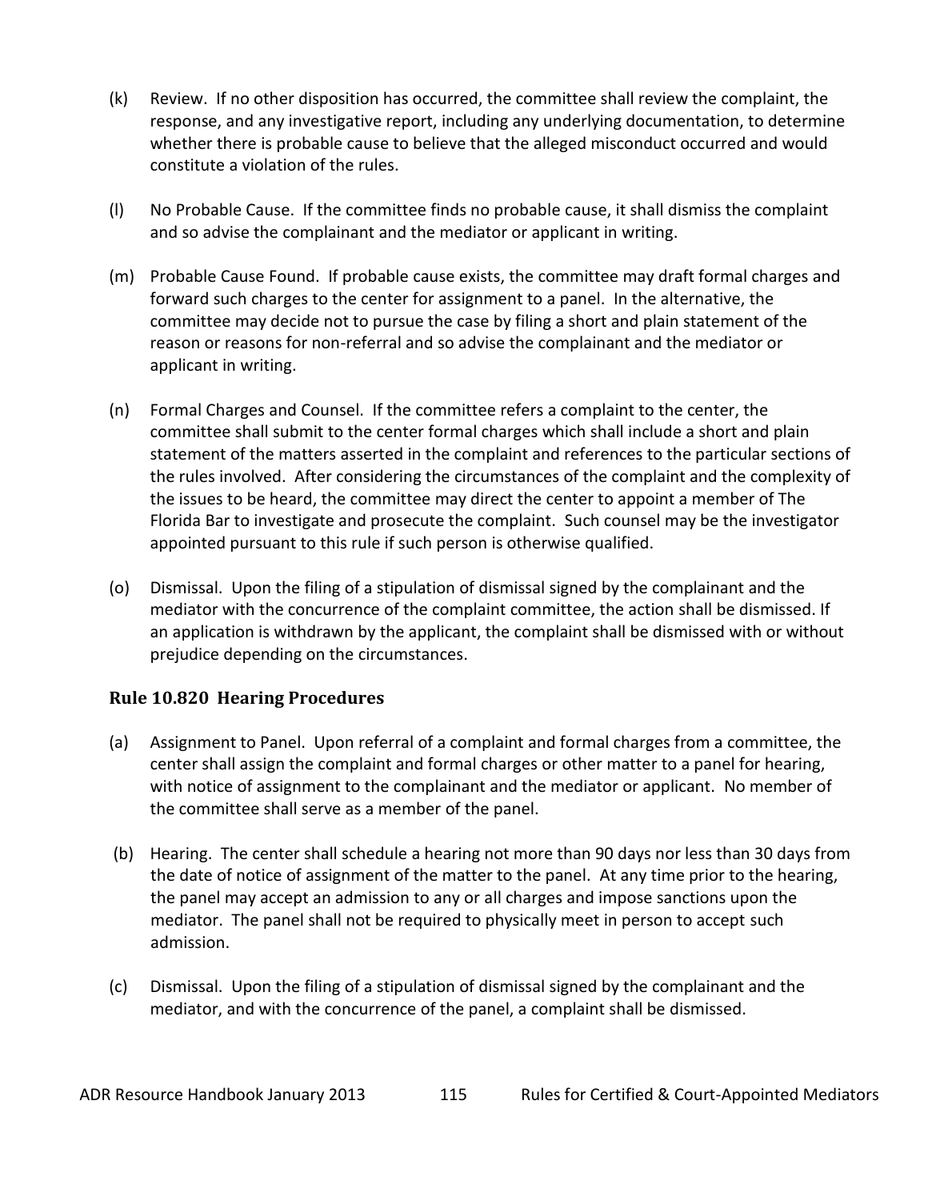(k) Review. If no other disposition has occurred, the committee shall review the complaint, the response, and any investigative report, including any underlying documentation, to determine whether there is probable cause to believe that the alleged misconduct occurred and would constitute a violation of the rules.

(l) No Probable Cause. If the committee finds no probable cause, it shall dismiss the complaint and so advise the complainant and the mediator or applicant in writing.

(m) Probable Cause Found. If probable cause exists, the committee may draft formal charges and forward such charges to the center for assignment to a panel. In the alternative, the committee may decide not to pursue the case by filing a short and plain statement of the reason or reasons for non-referral and so advise the complainant and the mediator or applicant in writing.

(n) Formal Charges and Counsel. If the committee refers a complaint to the center, the committee shall submit to the center formal charges which shall include a short and plain statement of the matters asserted in the complaint and references to the particular sections of the rules involved. After considering the circumstances of the complaint and the complexity of the issues to be heard, the committee may direct the center to appoint a member of The Florida Bar to investigate and prosecute the complaint. Such counsel may be the investigator appointed pursuant to this rule if such person is otherwise qualified.

(o) Dismissal. Upon the filing of a stipulation of dismissal signed by the complainant and the mediator with the concurrence of the complaint committee, the action shall be dismissed. If an application is withdrawn by the applicant, the complaint shall be dismissed with or without prejudice depending on the circumstances.

### Rule 10.820 Hearing Procedures

(a) Assignment to Panel. Upon referral of a complaint and formal charges from a committee, the center shall assign the complaint and formal charges or other matter to a panel for hearing, with notice of assignment to the complainant and the mediator or applicant. No member of the committee shall serve as a member of the panel.

(b) Hearing. The center shall schedule a hearing not more than 90 days nor less than 30 days from the date of notice of assignment of the matter to the panel. At any time prior to the hearing, the panel may accept an admission to any or all charges and impose sanctions upon the mediator. The panel shall not be required to physically meet in person to accept such admission.

(c) Dismissal. Upon the filing of a stipulation of dismissal signed by the complainant and the mediator, and with the concurrence of the panel, a complaint shall be dismissed.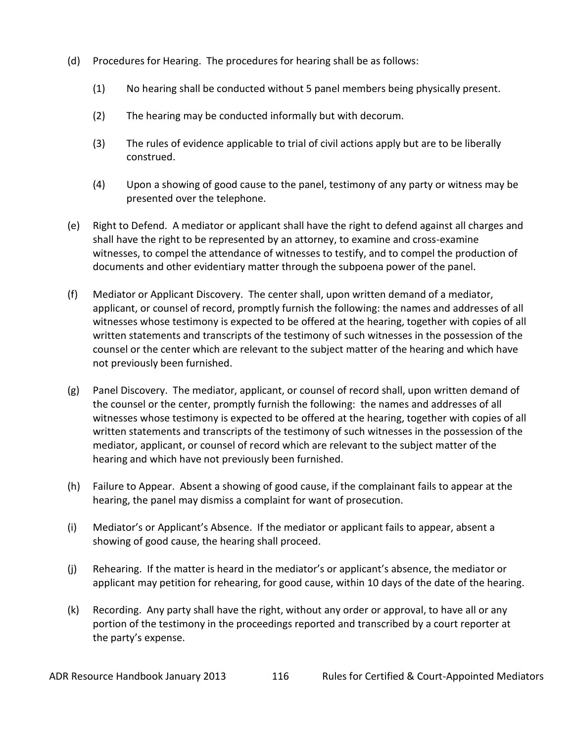(d) Procedures for Hearing. The procedures for hearing shall be as follows:

  (1) No hearing shall be conducted without 5 panel members being physically present.

  (2) The hearing may be conducted informally but with decorum.

  (3) The rules of evidence applicable to trial of civil actions apply but are to be liberally construed.

  (4) Upon a showing of good cause to the panel, testimony of any party or witness may be presented over the telephone.

(e) Right to Defend. A mediator or applicant shall have the right to defend against all charges and shall have the right to be represented by an attorney, to examine and cross-examine witnesses, to compel the attendance of witnesses to testify, and to compel the production of documents and other evidentiary matter through the subpoena power of the panel.

(f) Mediator or Applicant Discovery. The center shall, upon written demand of a mediator, applicant, or counsel of record, promptly furnish the following: the names and addresses of all witnesses whose testimony is expected to be offered at the hearing, together with copies of all written statements and transcripts of the testimony of such witnesses in the possession of the counsel or the center which are relevant to the subject matter of the hearing and which have not previously been furnished.

(g) Panel Discovery. The mediator, applicant, or counsel of record shall, upon written demand of the counsel or the center, promptly furnish the following: the names and addresses of all witnesses whose testimony is expected to be offered at the hearing, together with copies of all written statements and transcripts of the testimony of such witnesses in the possession of the mediator, applicant, or counsel of record which are relevant to the subject matter of the hearing and which have not previously been furnished.

(h) Failure to Appear. Absent a showing of good cause, if the complainant fails to appear at the hearing, the panel may dismiss a complaint for want of prosecution.

(i) Mediator's or Applicant's Absence. If the mediator or applicant fails to appear, absent a showing of good cause, the hearing shall proceed.

(j) Rehearing. If the matter is heard in the mediator's or applicant's absence, the mediator or applicant may petition for rehearing, for good cause, within 10 days of the date of the hearing.

(k) Recording. Any party shall have the right, without any order or approval, to have all or any portion of the testimony in the proceedings reported and transcribed by a court reporter at the party's expense.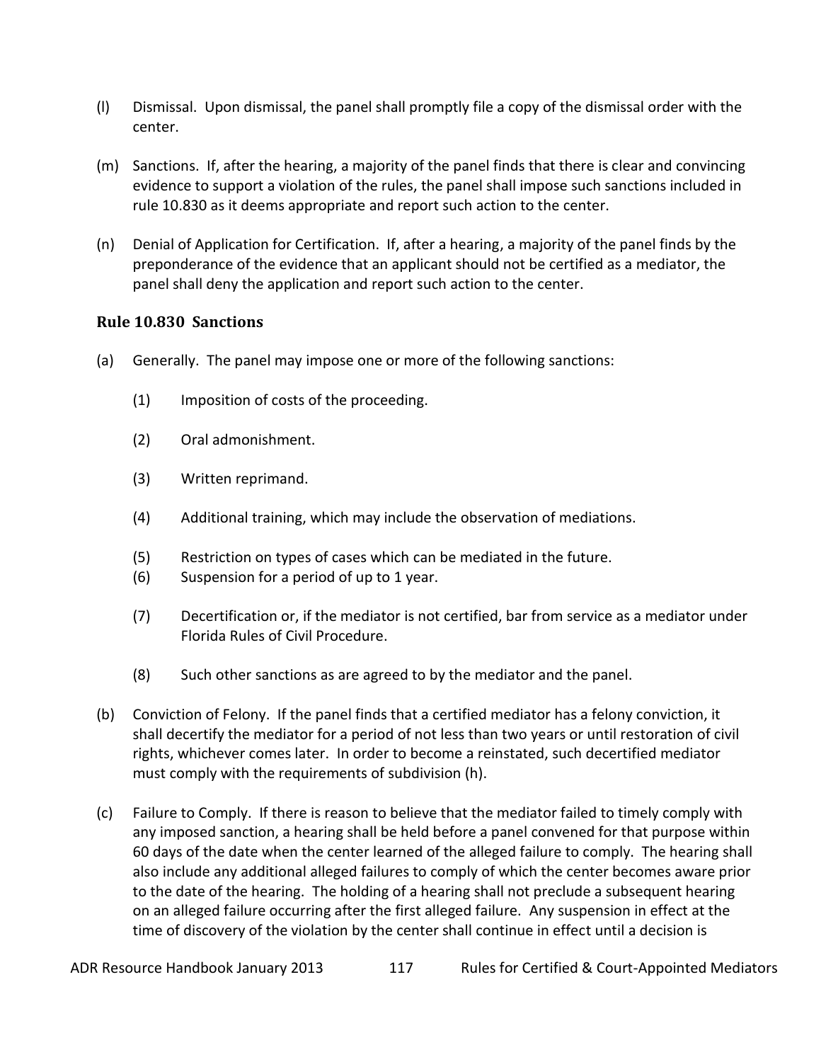(l) Dismissal. Upon dismissal, the panel shall promptly file a copy of the dismissal order with the center.

(m) Sanctions. If, after the hearing, a majority of the panel finds that there is clear and convincing evidence to support a violation of the rules, the panel shall impose such sanctions included in rule 10.830 as it deems appropriate and report such action to the center.

(n) Denial of Application for Certification. If, after a hearing, a majority of the panel finds by the preponderance of the evidence that an applicant should not be certified as a mediator, the panel shall deny the application and report such action to the center.

### Rule 10.830 Sanctions

(a) Generally. The panel may impose one or more of the following sanctions:

(1) Imposition of costs of the proceeding.

(2) Oral admonishment.

(3) Written reprimand.

(4) Additional training, which may include the observation of mediations.

(5) Restriction on types of cases which can be mediated in the future.

(6) Suspension for a period of up to 1 year.

(7) Decertification or, if the mediator is not certified, bar from service as a mediator under Florida Rules of Civil Procedure.

(8) Such other sanctions as are agreed to by the mediator and the panel.

(b) Conviction of Felony. If the panel finds that a certified mediator has a felony conviction, it shall decertify the mediator for a period of not less than two years or until restoration of civil rights, whichever comes later. In order to become a reinstated, such decertified mediator must comply with the requirements of subdivision (h).

(c) Failure to Comply. If there is reason to believe that the mediator failed to timely comply with any imposed sanction, a hearing shall be held before a panel convened for that purpose within 60 days of the date when the center learned of the alleged failure to comply. The hearing shall also include any additional alleged failures to comply of which the center becomes aware prior to the date of the hearing. The holding of a hearing shall not preclude a subsequent hearing on an alleged failure occurring after the first alleged failure. Any suspension in effect at the time of discovery of the violation by the center shall continue in effect until a decision is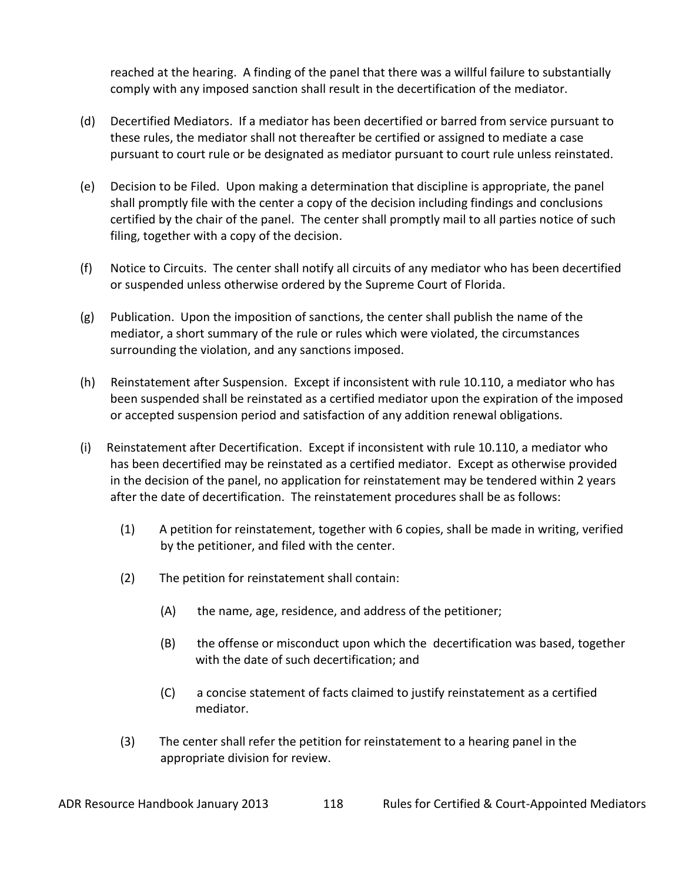reached at the hearing. A finding of the panel that there was a willful failure to substantially comply with any imposed sanction shall result in the decertification of the mediator.

(d) Decertified Mediators. If a mediator has been decertified or barred from service pursuant to these rules, the mediator shall not thereafter be certified or assigned to mediate a case pursuant to court rule or be designated as mediator pursuant to court rule unless reinstated.

(e) Decision to be Filed. Upon making a determination that discipline is appropriate, the panel shall promptly file with the center a copy of the decision including findings and conclusions certified by the chair of the panel. The center shall promptly mail to all parties notice of such filing, together with a copy of the decision.

(f) Notice to Circuits. The center shall notify all circuits of any mediator who has been decertified or suspended unless otherwise ordered by the Supreme Court of Florida.

(g) Publication. Upon the imposition of sanctions, the center shall publish the name of the mediator, a short summary of the rule or rules which were violated, the circumstances surrounding the violation, and any sanctions imposed.

(h) Reinstatement after Suspension. Except if inconsistent with rule 10.110, a mediator who has been suspended shall be reinstated as a certified mediator upon the expiration of the imposed or accepted suspension period and satisfaction of any addition renewal obligations.

(i) Reinstatement after Decertification. Except if inconsistent with rule 10.110, a mediator who has been decertified may be reinstated as a certified mediator. Except as otherwise provided in the decision of the panel, no application for reinstatement may be tendered within 2 years after the date of decertification. The reinstatement procedures shall be as follows:

  (1) A petition for reinstatement, together with 6 copies, shall be made in writing, verified by the petitioner, and filed with the center.

  (2) The petition for reinstatement shall contain:

    (A) the name, age, residence, and address of the petitioner;

    (B) the offense or misconduct upon which the decertification was based, together with the date of such decertification; and

    (C) a concise statement of facts claimed to justify reinstatement as a certified mediator.

  (3) The center shall refer the petition for reinstatement to a hearing panel in the appropriate division for review.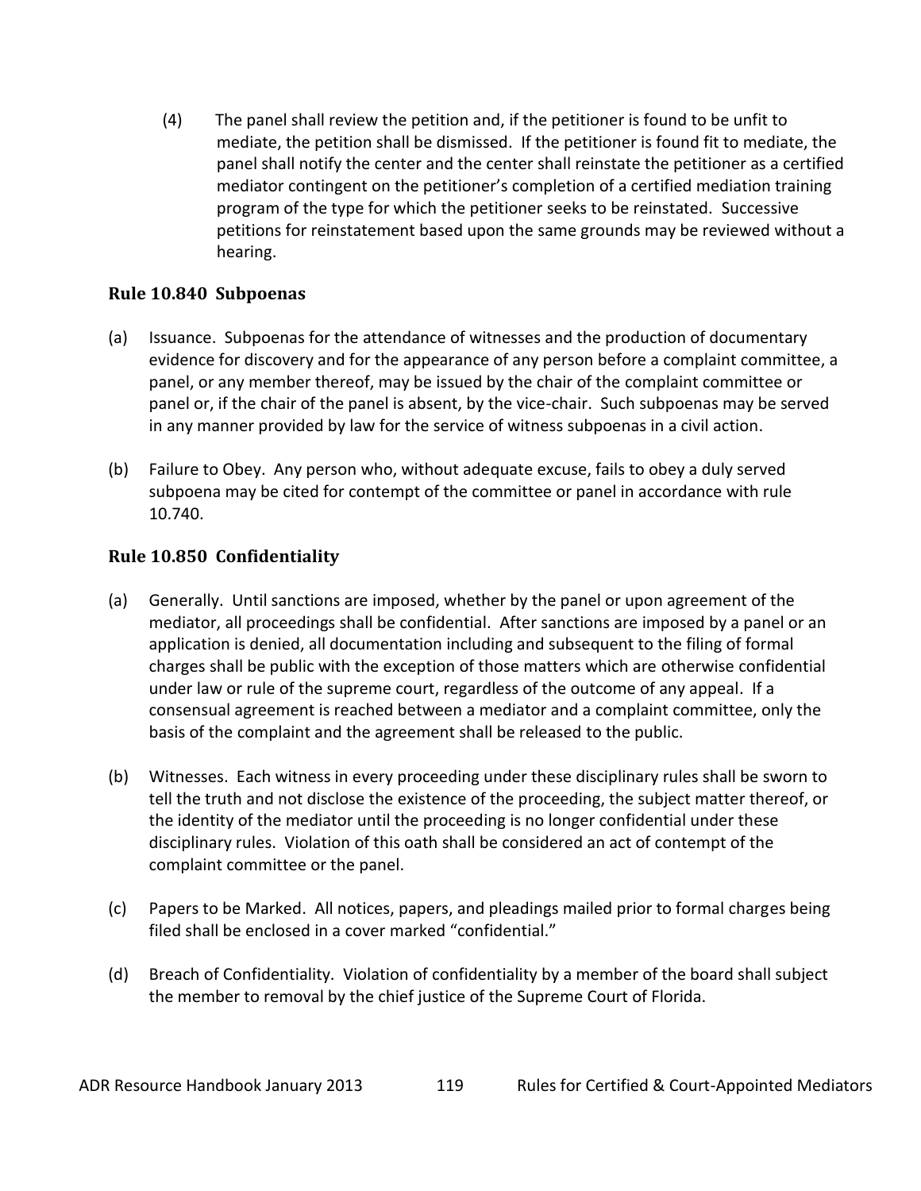(4) The panel shall review the petition and, if the petitioner is found to be unfit to mediate, the petition shall be dismissed. If the petitioner is found fit to mediate, the panel shall notify the center and the center shall reinstate the petitioner as a certified mediator contingent on the petitioner's completion of a certified mediation training program of the type for which the petitioner seeks to be reinstated. Successive petitions for reinstatement based upon the same grounds may be reviewed without a hearing.

### Rule 10.840 Subpoenas

(a) Issuance. Subpoenas for the attendance of witnesses and the production of documentary evidence for discovery and for the appearance of any person before a complaint committee, a panel, or any member thereof, may be issued by the chair of the complaint committee or panel or, if the chair of the panel is absent, by the vice-chair. Such subpoenas may be served in any manner provided by law for the service of witness subpoenas in a civil action.

(b) Failure to Obey. Any person who, without adequate excuse, fails to obey a duly served subpoena may be cited for contempt of the committee or panel in accordance with rule 10.740.

### Rule 10.850 Confidentiality

(a) Generally. Until sanctions are imposed, whether by the panel or upon agreement of the mediator, all proceedings shall be confidential. After sanctions are imposed by a panel or an application is denied, all documentation including and subsequent to the filing of formal charges shall be public with the exception of those matters which are otherwise confidential under law or rule of the supreme court, regardless of the outcome of any appeal. If a consensual agreement is reached between a mediator and a complaint committee, only the basis of the complaint and the agreement shall be released to the public.

(b) Witnesses. Each witness in every proceeding under these disciplinary rules shall be sworn to tell the truth and not disclose the existence of the proceeding, the subject matter thereof, or the identity of the mediator until the proceeding is no longer confidential under these disciplinary rules. Violation of this oath shall be considered an act of contempt of the complaint committee or the panel.

(c) Papers to be Marked. All notices, papers, and pleadings mailed prior to formal charges being filed shall be enclosed in a cover marked "confidential."

(d) Breach of Confidentiality. Violation of confidentiality by a member of the board shall subject the member to removal by the chief justice of the Supreme Court of Florida.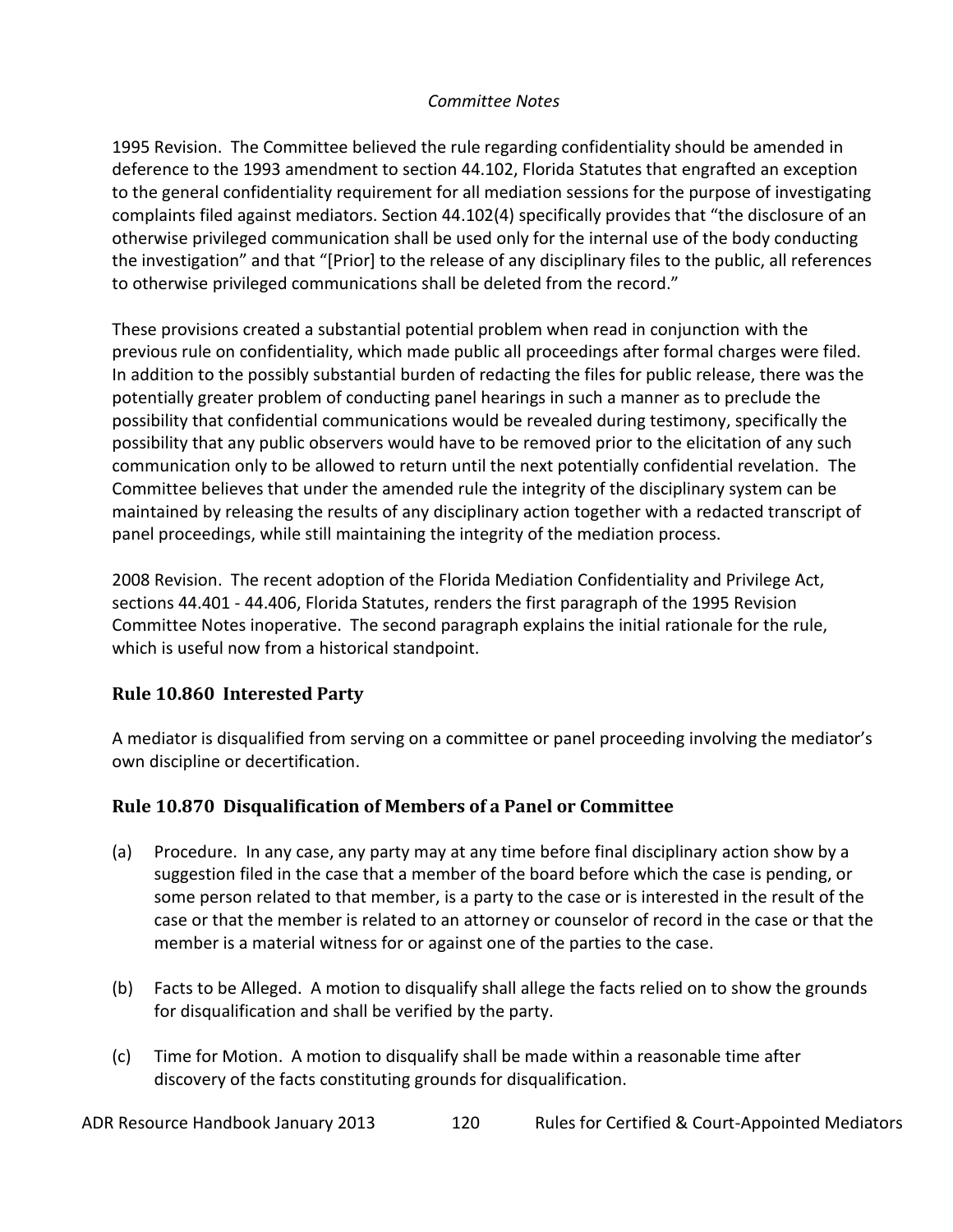*Committee Notes*

1995 Revision. The Committee believed the rule regarding confidentiality should be amended in deference to the 1993 amendment to section 44.102, Florida Statutes that engrafted an exception to the general confidentiality requirement for all mediation sessions for the purpose of investigating complaints filed against mediators. Section 44.102(4) specifically provides that "the disclosure of an otherwise privileged communication shall be used only for the internal use of the body conducting the investigation" and that "[Prior] to the release of any disciplinary files to the public, all references to otherwise privileged communications shall be deleted from the record."

These provisions created a substantial potential problem when read in conjunction with the previous rule on confidentiality, which made public all proceedings after formal charges were filed. In addition to the possibly substantial burden of redacting the files for public release, there was the potentially greater problem of conducting panel hearings in such a manner as to preclude the possibility that confidential communications would be revealed during testimony, specifically the possibility that any public observers would have to be removed prior to the elicitation of any such communication only to be allowed to return until the next potentially confidential revelation. The Committee believes that under the amended rule the integrity of the disciplinary system can be maintained by releasing the results of any disciplinary action together with a redacted transcript of panel proceedings, while still maintaining the integrity of the mediation process.

2008 Revision. The recent adoption of the Florida Mediation Confidentiality and Privilege Act, sections 44.401 - 44.406, Florida Statutes, renders the first paragraph of the 1995 Revision Committee Notes inoperative. The second paragraph explains the initial rationale for the rule, which is useful now from a historical standpoint.

### Rule 10.860 Interested Party

A mediator is disqualified from serving on a committee or panel proceeding involving the mediator's own discipline or decertification.

### Rule 10.870 Disqualification of Members of a Panel or Committee

(a) Procedure. In any case, any party may at any time before final disciplinary action show by a suggestion filed in the case that a member of the board before which the case is pending, or some person related to that member, is a party to the case or is interested in the result of the case or that the member is related to an attorney or counselor of record in the case or that the member is a material witness for or against one of the parties to the case.

(b) Facts to be Alleged. A motion to disqualify shall allege the facts relied on to show the grounds for disqualification and shall be verified by the party.

(c) Time for Motion. A motion to disqualify shall be made within a reasonable time after discovery of the facts constituting grounds for disqualification.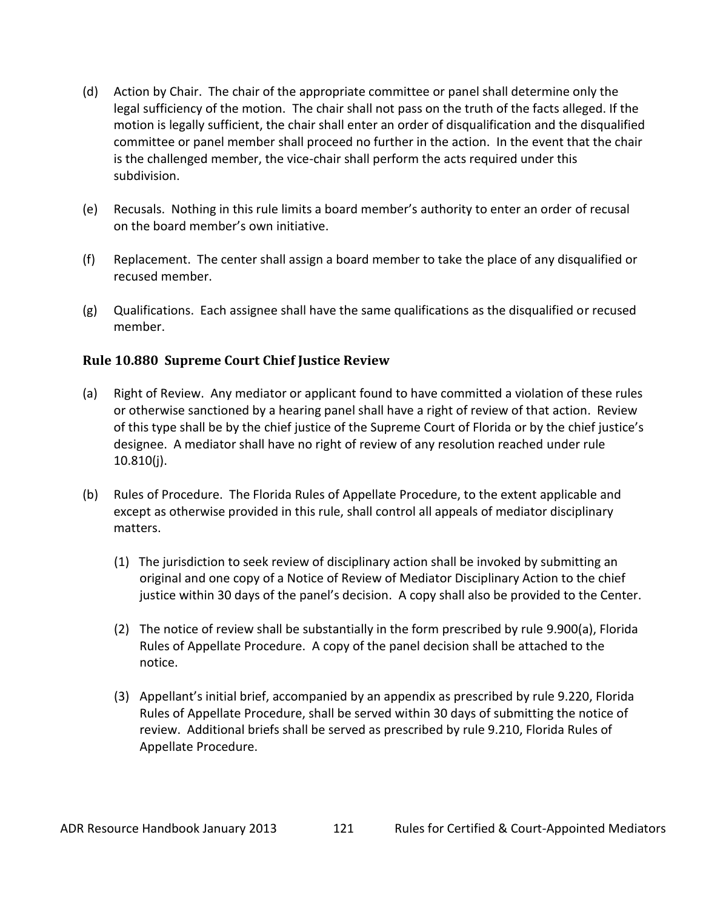(d) Action by Chair. The chair of the appropriate committee or panel shall determine only the legal sufficiency of the motion. The chair shall not pass on the truth of the facts alleged. If the motion is legally sufficient, the chair shall enter an order of disqualification and the disqualified committee or panel member shall proceed no further in the action. In the event that the chair is the challenged member, the vice-chair shall perform the acts required under this subdivision.

(e) Recusals. Nothing in this rule limits a board member's authority to enter an order of recusal on the board member's own initiative.

(f) Replacement. The center shall assign a board member to take the place of any disqualified or recused member.

(g) Qualifications. Each assignee shall have the same qualifications as the disqualified or recused member.

### Rule 10.880 Supreme Court Chief Justice Review

(a) Right of Review. Any mediator or applicant found to have committed a violation of these rules or otherwise sanctioned by a hearing panel shall have a right of review of that action. Review of this type shall be by the chief justice of the Supreme Court of Florida or by the chief justice's designee. A mediator shall have no right of review of any resolution reached under rule 10.810(j).

(b) Rules of Procedure. The Florida Rules of Appellate Procedure, to the extent applicable and except as otherwise provided in this rule, shall control all appeals of mediator disciplinary matters.

  (1) The jurisdiction to seek review of disciplinary action shall be invoked by submitting an original and one copy of a Notice of Review of Mediator Disciplinary Action to the chief justice within 30 days of the panel's decision. A copy shall also be provided to the Center.

  (2) The notice of review shall be substantially in the form prescribed by rule 9.900(a), Florida Rules of Appellate Procedure. A copy of the panel decision shall be attached to the notice.

  (3) Appellant's initial brief, accompanied by an appendix as prescribed by rule 9.220, Florida Rules of Appellate Procedure, shall be served within 30 days of submitting the notice of review. Additional briefs shall be served as prescribed by rule 9.210, Florida Rules of Appellate Procedure.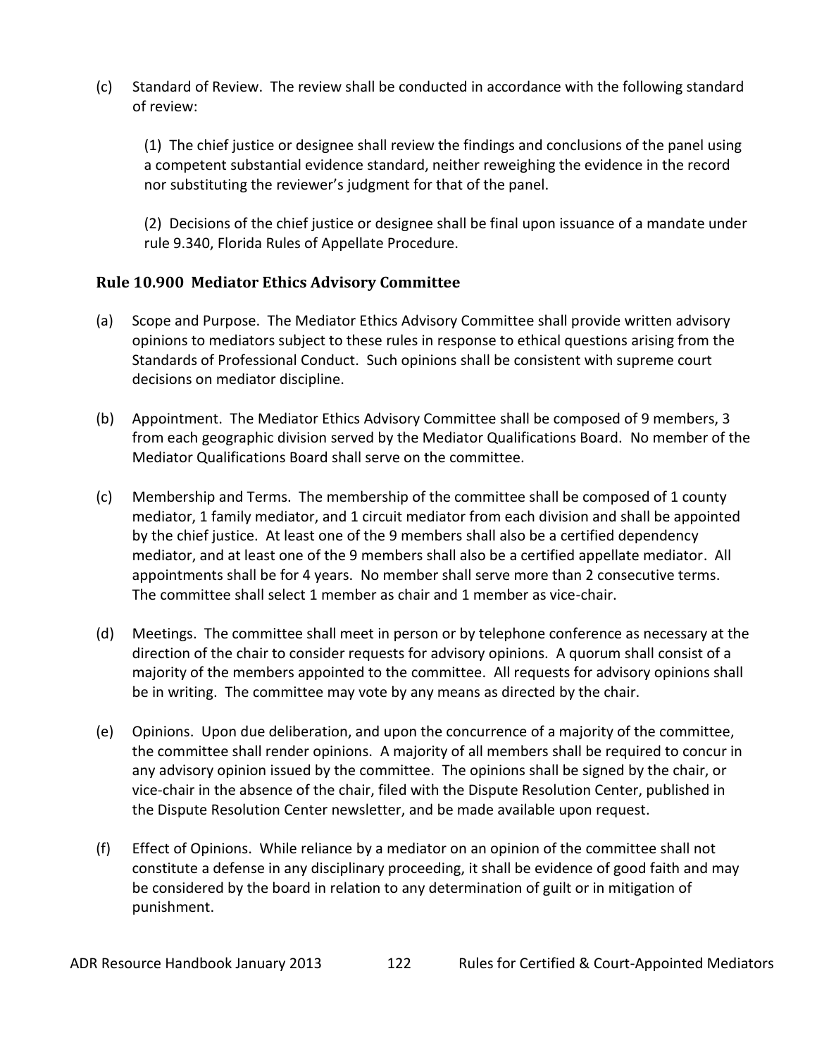(c) Standard of Review. The review shall be conducted in accordance with the following standard of review:

(1) The chief justice or designee shall review the findings and conclusions of the panel using a competent substantial evidence standard, neither reweighing the evidence in the record nor substituting the reviewer's judgment for that of the panel.

(2) Decisions of the chief justice or designee shall be final upon issuance of a mandate under rule 9.340, Florida Rules of Appellate Procedure.

### Rule 10.900 Mediator Ethics Advisory Committee

(a) Scope and Purpose. The Mediator Ethics Advisory Committee shall provide written advisory opinions to mediators subject to these rules in response to ethical questions arising from the Standards of Professional Conduct. Such opinions shall be consistent with supreme court decisions on mediator discipline.

(b) Appointment. The Mediator Ethics Advisory Committee shall be composed of 9 members, 3 from each geographic division served by the Mediator Qualifications Board. No member of the Mediator Qualifications Board shall serve on the committee.

(c) Membership and Terms. The membership of the committee shall be composed of 1 county mediator, 1 family mediator, and 1 circuit mediator from each division and shall be appointed by the chief justice. At least one of the 9 members shall also be a certified dependency mediator, and at least one of the 9 members shall also be a certified appellate mediator. All appointments shall be for 4 years. No member shall serve more than 2 consecutive terms. The committee shall select 1 member as chair and 1 member as vice-chair.

(d) Meetings. The committee shall meet in person or by telephone conference as necessary at the direction of the chair to consider requests for advisory opinions. A quorum shall consist of a majority of the members appointed to the committee. All requests for advisory opinions shall be in writing. The committee may vote by any means as directed by the chair.

(e) Opinions. Upon due deliberation, and upon the concurrence of a majority of the committee, the committee shall render opinions. A majority of all members shall be required to concur in any advisory opinion issued by the committee. The opinions shall be signed by the chair, or vice-chair in the absence of the chair, filed with the Dispute Resolution Center, published in the Dispute Resolution Center newsletter, and be made available upon request.

(f) Effect of Opinions. While reliance by a mediator on an opinion of the committee shall not constitute a defense in any disciplinary proceeding, it shall be evidence of good faith and may be considered by the board in relation to any determination of guilt or in mitigation of punishment.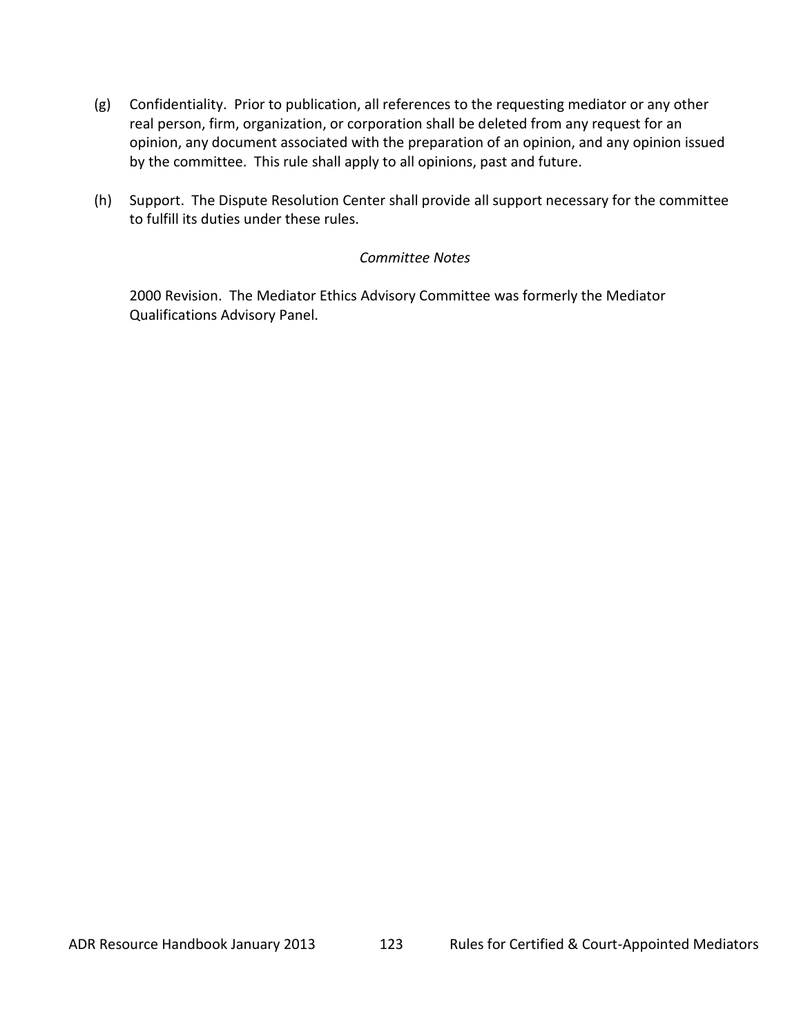(g) Confidentiality. Prior to publication, all references to the requesting mediator or any other real person, firm, organization, or corporation shall be deleted from any request for an opinion, any document associated with the preparation of an opinion, and any opinion issued by the committee. This rule shall apply to all opinions, past and future.

(h) Support. The Dispute Resolution Center shall provide all support necessary for the committee to fulfill its duties under these rules.

*Committee Notes*

2000 Revision. The Mediator Ethics Advisory Committee was formerly the Mediator Qualifications Advisory Panel.